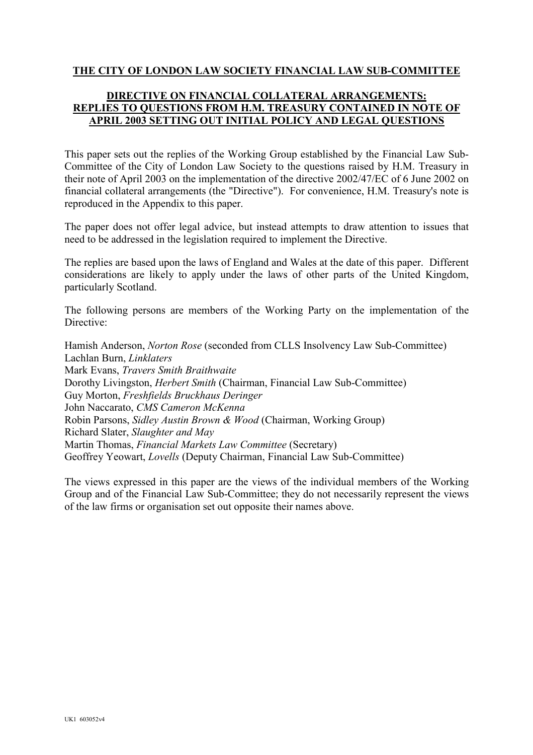**THE CITY OF LONDON LAW SOCIETY FINANCIAL LAW SUB-COMMITTEE**

**DIRECTIVE ON FINANCIAL COLLATERAL ARRANGEMENTS: REPLIES TO QUESTIONS FROM H.M. TREASURY CONTAINED IN NOTE OF APRIL 2003 SETTING OUT INITIAL POLICY AND LEGAL QUESTIONS**

This paper sets out the replies of the Working Group established by the Financial Law Sub-Committee of the City of London Law Society to the questions raised by H.M. Treasury in their note of April 2003 on the implementation of the directive 2002/47/EC of 6 June 2002 on financial collateral arrangements (the "Directive"). For convenience, H.M. Treasury's note is reproduced in the Appendix to this paper.

The paper does not offer legal advice, but instead attempts to draw attention to issues that need to be addressed in the legislation required to implement the Directive.

The replies are based upon the laws of England and Wales at the date of this paper. Different considerations are likely to apply under the laws of other parts of the United Kingdom, particularly Scotland.

The following persons are members of the Working Party on the implementation of the Directive:

Hamish Anderson, *Norton Rose* (seconded from CLLS Insolvency Law Sub-Committee)
Lachlan Burn, *Linklaters*
Mark Evans, *Travers Smith Braithwaite*
Dorothy Livingston, *Herbert Smith* (Chairman, Financial Law Sub-Committee)
Guy Morton, *Freshfields Bruckhaus Deringer*
John Naccarato, *CMS Cameron McKenna*
Robin Parsons, *Sidley Austin Brown & Wood* (Chairman, Working Group)
Richard Slater, *Slaughter and May*
Martin Thomas, *Financial Markets Law Committee* (Secretary)
Geoffrey Yeowart, *Lovells* (Deputy Chairman, Financial Law Sub-Committee)

The views expressed in this paper are the views of the individual members of the Working Group and of the Financial Law Sub-Committee; they do not necessarily represent the views of the law firms or organisation set out opposite their names above.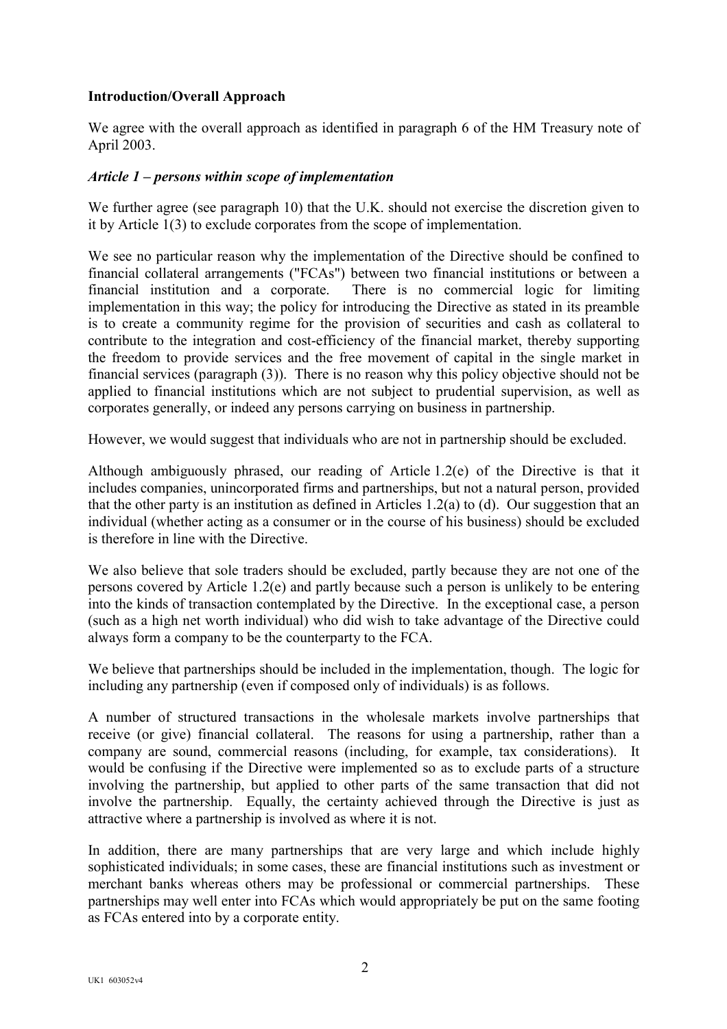**Introduction/Overall Approach**

We agree with the overall approach as identified in paragraph 6 of the HM Treasury note of April 2003.

***Article 1 – persons within scope of implementation***

We further agree (see paragraph 10) that the U.K. should not exercise the discretion given to it by Article 1(3) to exclude corporates from the scope of implementation.

We see no particular reason why the implementation of the Directive should be confined to financial collateral arrangements ("FCAs") between two financial institutions or between a financial institution and a corporate. There is no commercial logic for limiting implementation in this way; the policy for introducing the Directive as stated in its preamble is to create a community regime for the provision of securities and cash as collateral to contribute to the integration and cost-efficiency of the financial market, thereby supporting the freedom to provide services and the free movement of capital in the single market in financial services (paragraph (3)). There is no reason why this policy objective should not be applied to financial institutions which are not subject to prudential supervision, as well as corporates generally, or indeed any persons carrying on business in partnership.

However, we would suggest that individuals who are not in partnership should be excluded.

Although ambiguously phrased, our reading of Article 1.2(e) of the Directive is that it includes companies, unincorporated firms and partnerships, but not a natural person, provided that the other party is an institution as defined in Articles 1.2(a) to (d). Our suggestion that an individual (whether acting as a consumer or in the course of his business) should be excluded is therefore in line with the Directive.

We also believe that sole traders should be excluded, partly because they are not one of the persons covered by Article 1.2(e) and partly because such a person is unlikely to be entering into the kinds of transaction contemplated by the Directive. In the exceptional case, a person (such as a high net worth individual) who did wish to take advantage of the Directive could always form a company to be the counterparty to the FCA.

We believe that partnerships should be included in the implementation, though. The logic for including any partnership (even if composed only of individuals) is as follows.

A number of structured transactions in the wholesale markets involve partnerships that receive (or give) financial collateral. The reasons for using a partnership, rather than a company are sound, commercial reasons (including, for example, tax considerations). It would be confusing if the Directive were implemented so as to exclude parts of a structure involving the partnership, but applied to other parts of the same transaction that did not involve the partnership. Equally, the certainty achieved through the Directive is just as attractive where a partnership is involved as where it is not.

In addition, there are many partnerships that are very large and which include highly sophisticated individuals; in some cases, these are financial institutions such as investment or merchant banks whereas others may be professional or commercial partnerships. These partnerships may well enter into FCAs which would appropriately be put on the same footing as FCAs entered into by a corporate entity.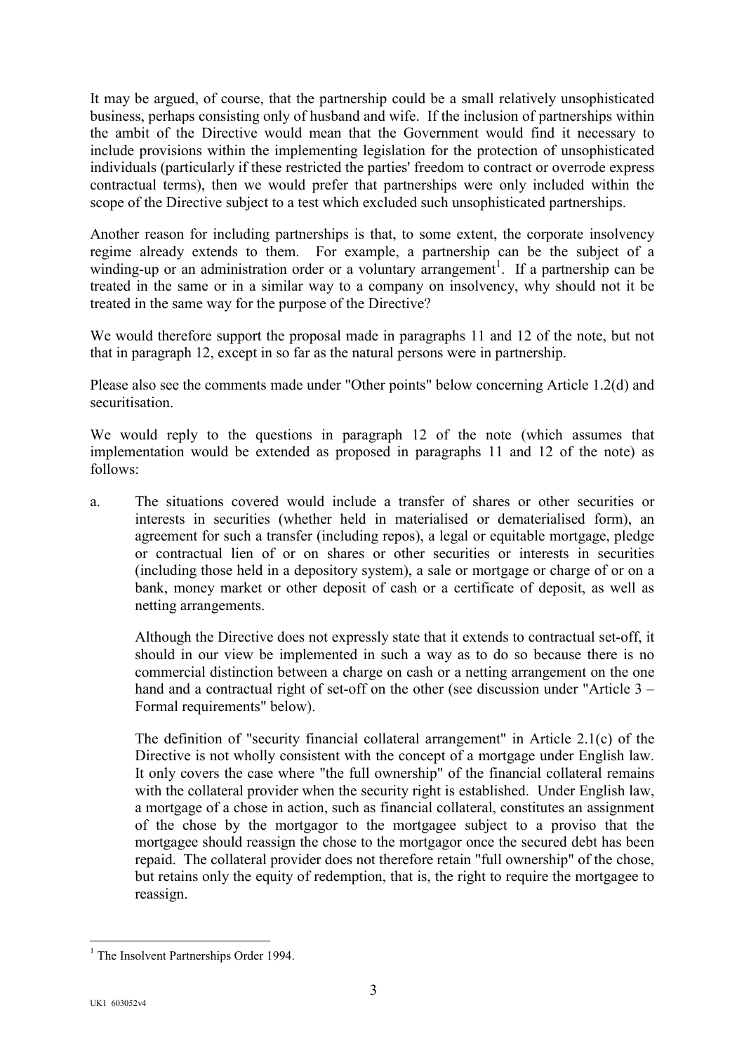It may be argued, of course, that the partnership could be a small relatively unsophisticated business, perhaps consisting only of husband and wife. If the inclusion of partnerships within the ambit of the Directive would mean that the Government would find it necessary to include provisions within the implementing legislation for the protection of unsophisticated individuals (particularly if these restricted the parties' freedom to contract or overrode express contractual terms), then we would prefer that partnerships were only included within the scope of the Directive subject to a test which excluded such unsophisticated partnerships.

Another reason for including partnerships is that, to some extent, the corporate insolvency regime already extends to them. For example, a partnership can be the subject of a winding-up or an administration order or a voluntary arrangement[1]. If a partnership can be treated in the same or in a similar way to a company on insolvency, why should not it be treated in the same way for the purpose of the Directive?

We would therefore support the proposal made in paragraphs 11 and 12 of the note, but not that in paragraph 12, except in so far as the natural persons were in partnership.

Please also see the comments made under "Other points" below concerning Article 1.2(d) and securitisation.

We would reply to the questions in paragraph 12 of the note (which assumes that implementation would be extended as proposed in paragraphs 11 and 12 of the note) as follows:

a. The situations covered would include a transfer of shares or other securities or interests in securities (whether held in materialised or dematerialised form), an agreement for such a transfer (including repos), a legal or equitable mortgage, pledge or contractual lien of or on shares or other securities or interests in securities (including those held in a depository system), a sale or mortgage or charge of or on a bank, money market or other deposit of cash or a certificate of deposit, as well as netting arrangements.

   Although the Directive does not expressly state that it extends to contractual set-off, it should in our view be implemented in such a way as to do so because there is no commercial distinction between a charge on cash or a netting arrangement on the one hand and a contractual right of set-off on the other (see discussion under "Article 3 – Formal requirements" below).

   The definition of "security financial collateral arrangement" in Article 2.1(c) of the Directive is not wholly consistent with the concept of a mortgage under English law. It only covers the case where "the full ownership" of the financial collateral remains with the collateral provider when the security right is established. Under English law, a mortgage of a chose in action, such as financial collateral, constitutes an assignment of the chose by the mortgagor to the mortgagee subject to a proviso that the mortgagee should reassign the chose to the mortgagor once the secured debt has been repaid. The collateral provider does not therefore retain "full ownership" of the chose, but retains only the equity of redemption, that is, the right to require the mortgagee to reassign.

[1] The Insolvent Partnerships Order 1994.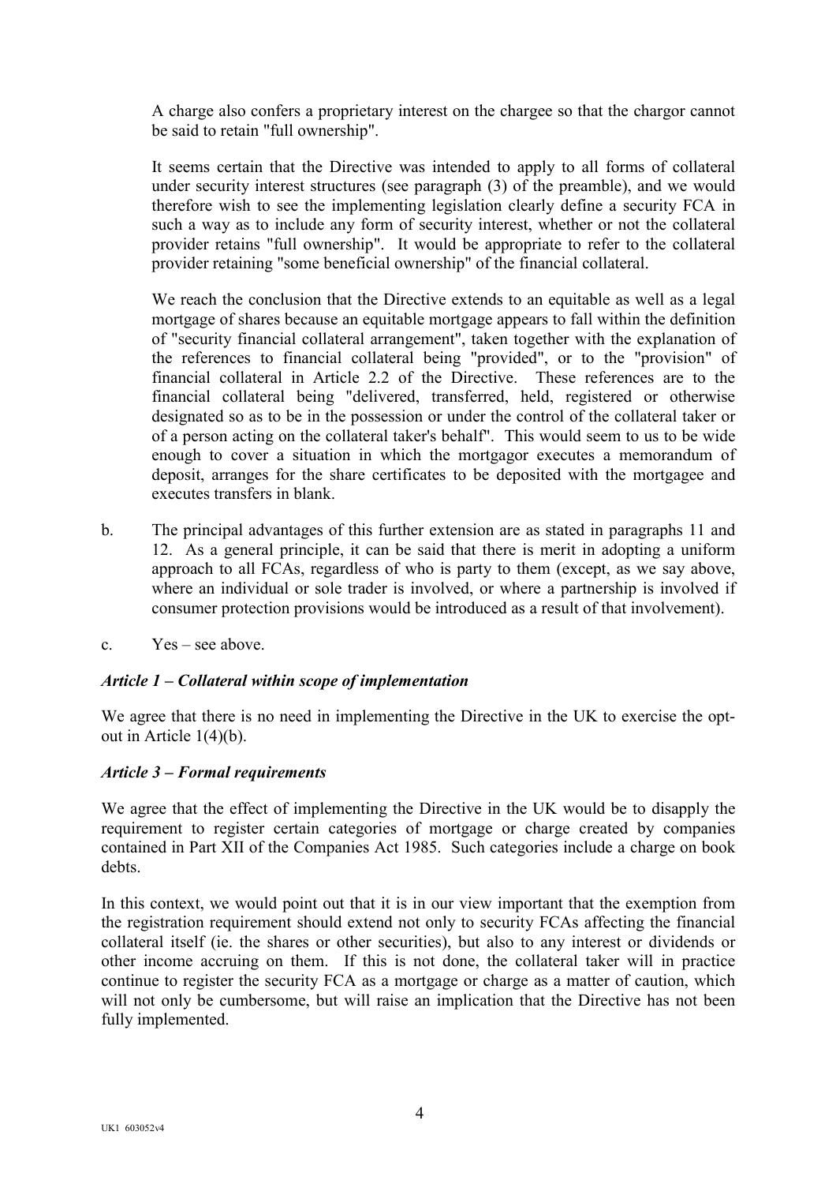A charge also confers a proprietary interest on the chargee so that the chargor cannot be said to retain "full ownership".

It seems certain that the Directive was intended to apply to all forms of collateral under security interest structures (see paragraph (3) of the preamble), and we would therefore wish to see the implementing legislation clearly define a security FCA in such a way as to include any form of security interest, whether or not the collateral provider retains "full ownership". It would be appropriate to refer to the collateral provider retaining "some beneficial ownership" of the financial collateral.

We reach the conclusion that the Directive extends to an equitable as well as a legal mortgage of shares because an equitable mortgage appears to fall within the definition of "security financial collateral arrangement", taken together with the explanation of the references to financial collateral being "provided", or to the "provision" of financial collateral in Article 2.2 of the Directive. These references are to the financial collateral being "delivered, transferred, held, registered or otherwise designated so as to be in the possession or under the control of the collateral taker or of a person acting on the collateral taker's behalf". This would seem to us to be wide enough to cover a situation in which the mortgagor executes a memorandum of deposit, arranges for the share certificates to be deposited with the mortgagee and executes transfers in blank.

b. The principal advantages of this further extension are as stated in paragraphs 11 and 12. As a general principle, it can be said that there is merit in adopting a uniform approach to all FCAs, regardless of who is party to them (except, as we say above, where an individual or sole trader is involved, or where a partnership is involved if consumer protection provisions would be introduced as a result of that involvement).

c. Yes – see above.

***Article 1 – Collateral within scope of implementation***

We agree that there is no need in implementing the Directive in the UK to exercise the opt-out in Article 1(4)(b).

***Article 3 – Formal requirements***

We agree that the effect of implementing the Directive in the UK would be to disapply the requirement to register certain categories of mortgage or charge created by companies contained in Part XII of the Companies Act 1985. Such categories include a charge on book debts.

In this context, we would point out that it is in our view important that the exemption from the registration requirement should extend not only to security FCAs affecting the financial collateral itself (ie. the shares or other securities), but also to any interest or dividends or other income accruing on them. If this is not done, the collateral taker will in practice continue to register the security FCA as a mortgage or charge as a matter of caution, which will not only be cumbersome, but will raise an implication that the Directive has not been fully implemented.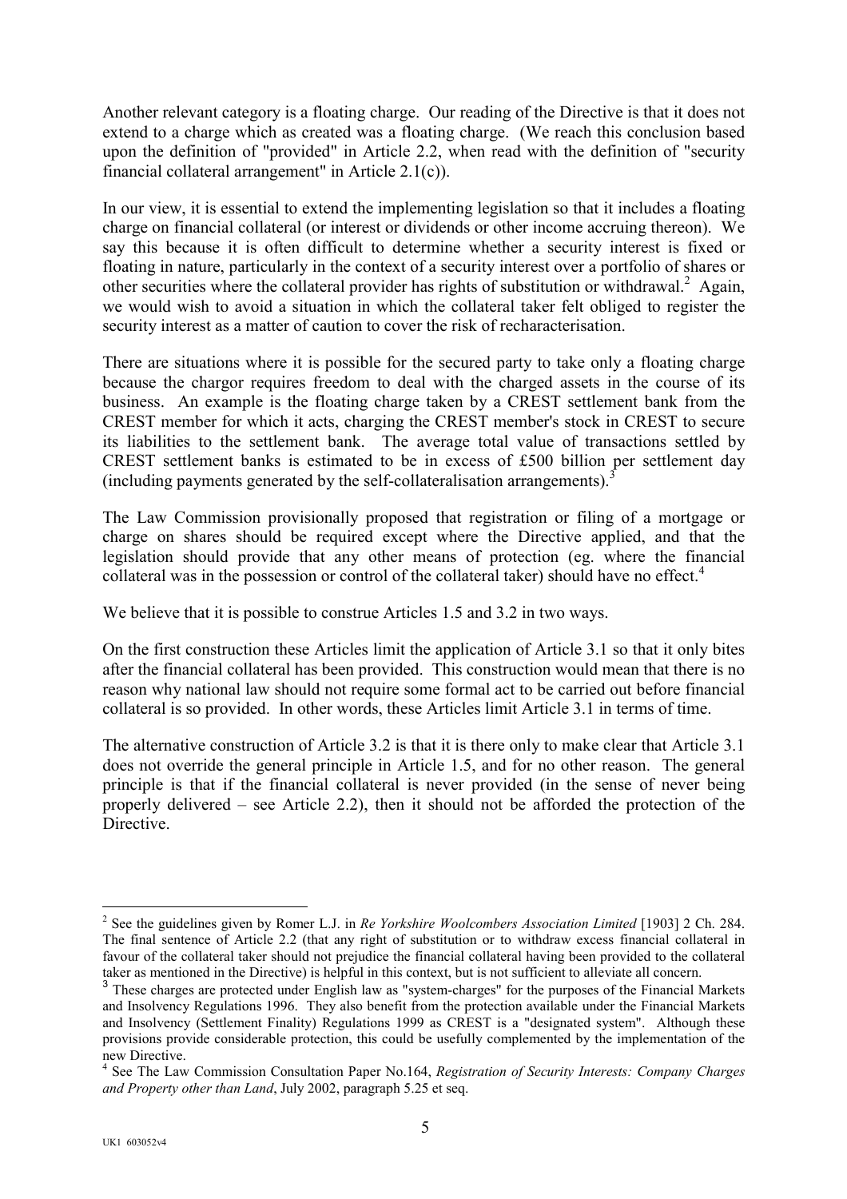Another relevant category is a floating charge. Our reading of the Directive is that it does not extend to a charge which as created was a floating charge. (We reach this conclusion based upon the definition of "provided" in Article 2.2, when read with the definition of "security financial collateral arrangement" in Article 2.1(c)).

In our view, it is essential to extend the implementing legislation so that it includes a floating charge on financial collateral (or interest or dividends or other income accruing thereon). We say this because it is often difficult to determine whether a security interest is fixed or floating in nature, particularly in the context of a security interest over a portfolio of shares or other securities where the collateral provider has rights of substitution or withdrawal.[2] Again, we would wish to avoid a situation in which the collateral taker felt obliged to register the security interest as a matter of caution to cover the risk of recharacterisation.

There are situations where it is possible for the secured party to take only a floating charge because the chargor requires freedom to deal with the charged assets in the course of its business. An example is the floating charge taken by a CREST settlement bank from the CREST member for which it acts, charging the CREST member's stock in CREST to secure its liabilities to the settlement bank. The average total value of transactions settled by CREST settlement banks is estimated to be in excess of £500 billion per settlement day (including payments generated by the self-collateralisation arrangements).[3]

The Law Commission provisionally proposed that registration or filing of a mortgage or charge on shares should be required except where the Directive applied, and that the legislation should provide that any other means of protection (eg. where the financial collateral was in the possession or control of the collateral taker) should have no effect.[4]

We believe that it is possible to construe Articles 1.5 and 3.2 in two ways.

On the first construction these Articles limit the application of Article 3.1 so that it only bites after the financial collateral has been provided. This construction would mean that there is no reason why national law should not require some formal act to be carried out before financial collateral is so provided. In other words, these Articles limit Article 3.1 in terms of time.

The alternative construction of Article 3.2 is that it is there only to make clear that Article 3.1 does not override the general principle in Article 1.5, and for no other reason. The general principle is that if the financial collateral is never provided (in the sense of never being properly delivered – see Article 2.2), then it should not be afforded the protection of the Directive.

---

[2] See the guidelines given by Romer L.J. in *Re Yorkshire Woolcombers Association Limited* [1903] 2 Ch. 284. The final sentence of Article 2.2 (that any right of substitution or to withdraw excess financial collateral in favour of the collateral taker should not prejudice the financial collateral having been provided to the collateral taker as mentioned in the Directive) is helpful in this context, but is not sufficient to alleviate all concern.

[3] These charges are protected under English law as "system-charges" for the purposes of the Financial Markets and Insolvency Regulations 1996. They also benefit from the protection available under the Financial Markets and Insolvency (Settlement Finality) Regulations 1999 as CREST is a "designated system". Although these provisions provide considerable protection, this could be usefully complemented by the implementation of the new Directive.

[4] See The Law Commission Consultation Paper No.164, *Registration of Security Interests: Company Charges and Property other than Land*, July 2002, paragraph 5.25 et seq.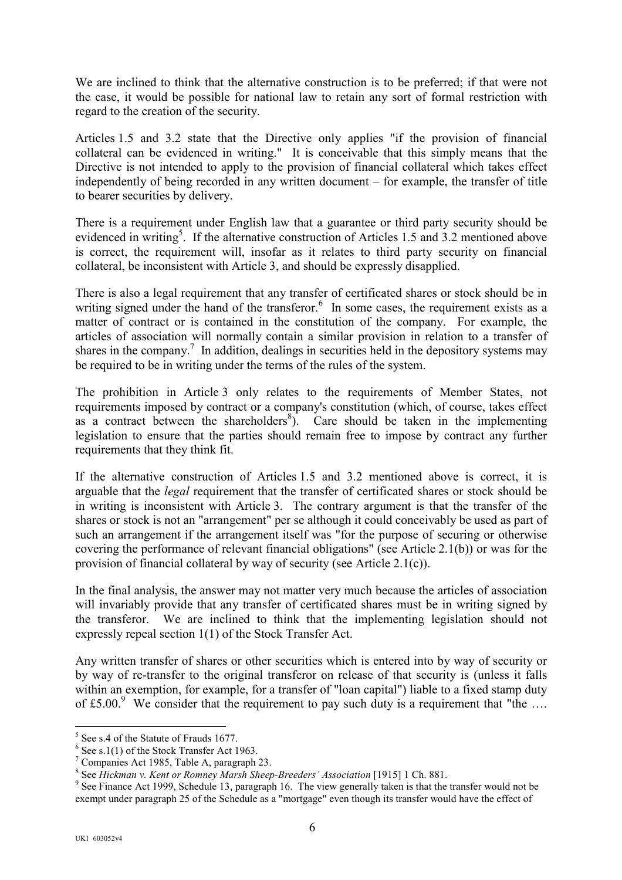We are inclined to think that the alternative construction is to be preferred; if that were not the case, it would be possible for national law to retain any sort of formal restriction with regard to the creation of the security.

Articles 1.5 and 3.2 state that the Directive only applies "if the provision of financial collateral can be evidenced in writing." It is conceivable that this simply means that the Directive is not intended to apply to the provision of financial collateral which takes effect independently of being recorded in any written document – for example, the transfer of title to bearer securities by delivery.

There is a requirement under English law that a guarantee or third party security should be evidenced in writing[5]. If the alternative construction of Articles 1.5 and 3.2 mentioned above is correct, the requirement will, insofar as it relates to third party security on financial collateral, be inconsistent with Article 3, and should be expressly disapplied.

There is also a legal requirement that any transfer of certificated shares or stock should be in writing signed under the hand of the transferor.[6] In some cases, the requirement exists as a matter of contract or is contained in the constitution of the company. For example, the articles of association will normally contain a similar provision in relation to a transfer of shares in the company.[7] In addition, dealings in securities held in the depository systems may be required to be in writing under the terms of the rules of the system.

The prohibition in Article 3 only relates to the requirements of Member States, not requirements imposed by contract or a company's constitution (which, of course, takes effect as a contract between the shareholders[8]). Care should be taken in the implementing legislation to ensure that the parties should remain free to impose by contract any further requirements that they think fit.

If the alternative construction of Articles 1.5 and 3.2 mentioned above is correct, it is arguable that the *legal* requirement that the transfer of certificated shares or stock should be in writing is inconsistent with Article 3. The contrary argument is that the transfer of the shares or stock is not an "arrangement" per se although it could conceivably be used as part of such an arrangement if the arrangement itself was "for the purpose of securing or otherwise covering the performance of relevant financial obligations" (see Article 2.1(b)) or was for the provision of financial collateral by way of security (see Article 2.1(c)).

In the final analysis, the answer may not matter very much because the articles of association will invariably provide that any transfer of certificated shares must be in writing signed by the transferor. We are inclined to think that the implementing legislation should not expressly repeal section 1(1) of the Stock Transfer Act.

Any written transfer of shares or other securities which is entered into by way of security or by way of re-transfer to the original transferor on release of that security is (unless it falls within an exemption, for example, for a transfer of "loan capital") liable to a fixed stamp duty of £5.00.[9] We consider that the requirement to pay such duty is a requirement that "the ….

---

[5] See s.4 of the Statute of Frauds 1677.

[6] See s.1(1) of the Stock Transfer Act 1963.

[7] Companies Act 1985, Table A, paragraph 23.

[8] See *Hickman v. Kent or Romney Marsh Sheep-Breeders' Association* [1915] 1 Ch. 881.

[9] See Finance Act 1999, Schedule 13, paragraph 16. The view generally taken is that the transfer would not be exempt under paragraph 25 of the Schedule as a "mortgage" even though its transfer would have the effect of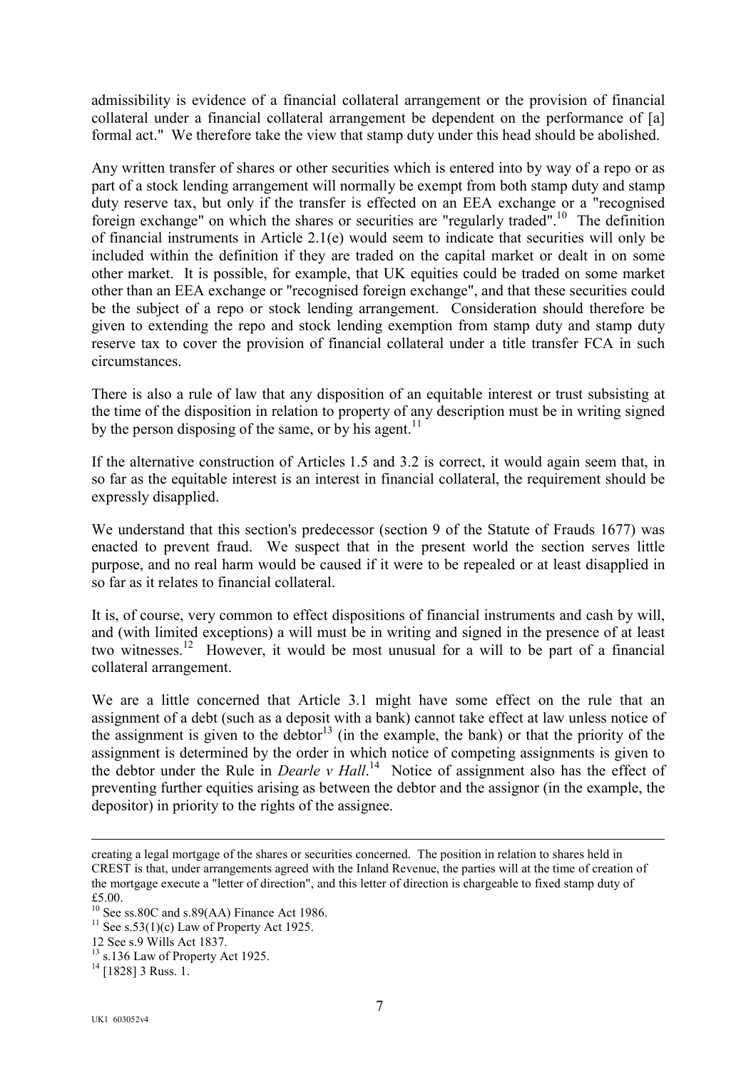admissibility is evidence of a financial collateral arrangement or the provision of financial collateral under a financial collateral arrangement be dependent on the performance of [a] formal act." We therefore take the view that stamp duty under this head should be abolished.

Any written transfer of shares or other securities which is entered into by way of a repo or as part of a stock lending arrangement will normally be exempt from both stamp duty and stamp duty reserve tax, but only if the transfer is effected on an EEA exchange or a "recognised foreign exchange" on which the shares or securities are "regularly traded".[10] The definition of financial instruments in Article 2.1(e) would seem to indicate that securities will only be included within the definition if they are traded on the capital market or dealt in on some other market. It is possible, for example, that UK equities could be traded on some market other than an EEA exchange or "recognised foreign exchange", and that these securities could be the subject of a repo or stock lending arrangement. Consideration should therefore be given to extending the repo and stock lending exemption from stamp duty and stamp duty reserve tax to cover the provision of financial collateral under a title transfer FCA in such circumstances.

There is also a rule of law that any disposition of an equitable interest or trust subsisting at the time of the disposition in relation to property of any description must be in writing signed by the person disposing of the same, or by his agent.[11]

If the alternative construction of Articles 1.5 and 3.2 is correct, it would again seem that, in so far as the equitable interest is an interest in financial collateral, the requirement should be expressly disapplied.

We understand that this section's predecessor (section 9 of the Statute of Frauds 1677) was enacted to prevent fraud. We suspect that in the present world the section serves little purpose, and no real harm would be caused if it were to be repealed or at least disapplied in so far as it relates to financial collateral.

It is, of course, very common to effect dispositions of financial instruments and cash by will, and (with limited exceptions) a will must be in writing and signed in the presence of at least two witnesses.[12] However, it would be most unusual for a will to be part of a financial collateral arrangement.

We are a little concerned that Article 3.1 might have some effect on the rule that an assignment of a debt (such as a deposit with a bank) cannot take effect at law unless notice of the assignment is given to the debtor[13] (in the example, the bank) or that the priority of the assignment is determined by the order in which notice of competing assignments is given to the debtor under the Rule in *Dearle v Hall*.[14] Notice of assignment also has the effect of preventing further equities arising as between the debtor and the assignor (in the example, the depositor) in priority to the rights of the assignee.

---

creating a legal mortgage of the shares or securities concerned. The position in relation to shares held in CREST is that, under arrangements agreed with the Inland Revenue, the parties will at the time of creation of the mortgage execute a "letter of direction", and this letter of direction is chargeable to fixed stamp duty of £5.00.

[10] See ss.80C and s.89(AA) Finance Act 1986.

[11] See s.53(1)(c) Law of Property Act 1925.

[12] See s.9 Wills Act 1837.

[13] s.136 Law of Property Act 1925.

[14] [1828] 3 Russ. 1.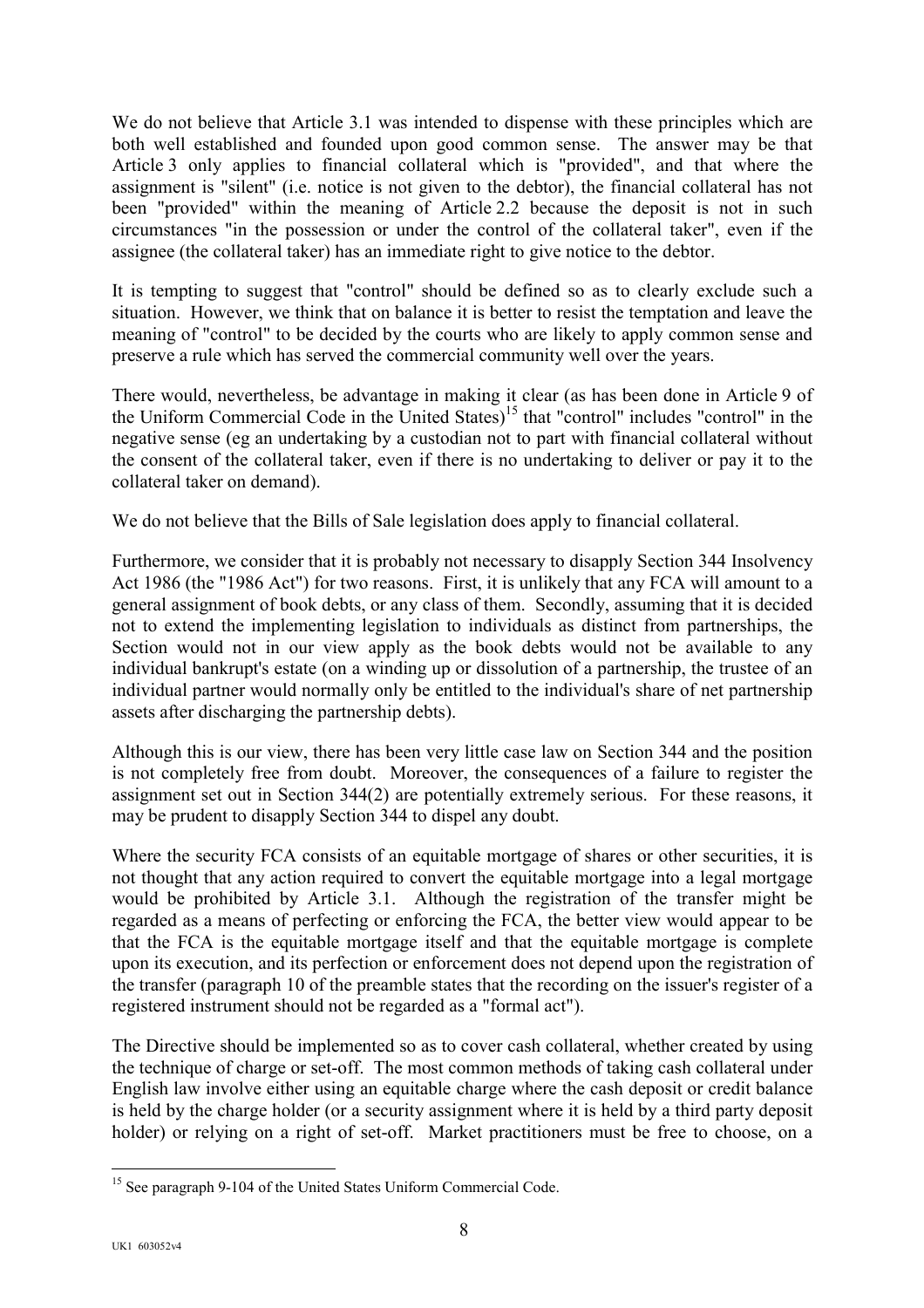We do not believe that Article 3.1 was intended to dispense with these principles which are both well established and founded upon good common sense. The answer may be that Article 3 only applies to financial collateral which is "provided", and that where the assignment is "silent" (i.e. notice is not given to the debtor), the financial collateral has not been "provided" within the meaning of Article 2.2 because the deposit is not in such circumstances "in the possession or under the control of the collateral taker", even if the assignee (the collateral taker) has an immediate right to give notice to the debtor.

It is tempting to suggest that "control" should be defined so as to clearly exclude such a situation. However, we think that on balance it is better to resist the temptation and leave the meaning of "control" to be decided by the courts who are likely to apply common sense and preserve a rule which has served the commercial community well over the years.

There would, nevertheless, be advantage in making it clear (as has been done in Article 9 of the Uniform Commercial Code in the United States)[15] that "control" includes "control" in the negative sense (eg an undertaking by a custodian not to part with financial collateral without the consent of the collateral taker, even if there is no undertaking to deliver or pay it to the collateral taker on demand).

We do not believe that the Bills of Sale legislation does apply to financial collateral.

Furthermore, we consider that it is probably not necessary to disapply Section 344 Insolvency Act 1986 (the "1986 Act") for two reasons. First, it is unlikely that any FCA will amount to a general assignment of book debts, or any class of them. Secondly, assuming that it is decided not to extend the implementing legislation to individuals as distinct from partnerships, the Section would not in our view apply as the book debts would not be available to any individual bankrupt's estate (on a winding up or dissolution of a partnership, the trustee of an individual partner would normally only be entitled to the individual's share of net partnership assets after discharging the partnership debts).

Although this is our view, there has been very little case law on Section 344 and the position is not completely free from doubt. Moreover, the consequences of a failure to register the assignment set out in Section 344(2) are potentially extremely serious. For these reasons, it may be prudent to disapply Section 344 to dispel any doubt.

Where the security FCA consists of an equitable mortgage of shares or other securities, it is not thought that any action required to convert the equitable mortgage into a legal mortgage would be prohibited by Article 3.1. Although the registration of the transfer might be regarded as a means of perfecting or enforcing the FCA, the better view would appear to be that the FCA is the equitable mortgage itself and that the equitable mortgage is complete upon its execution, and its perfection or enforcement does not depend upon the registration of the transfer (paragraph 10 of the preamble states that the recording on the issuer's register of a registered instrument should not be regarded as a "formal act").

The Directive should be implemented so as to cover cash collateral, whether created by using the technique of charge or set-off. The most common methods of taking cash collateral under English law involve either using an equitable charge where the cash deposit or credit balance is held by the charge holder (or a security assignment where it is held by a third party deposit holder) or relying on a right of set-off. Market practitioners must be free to choose, on a

[15] See paragraph 9-104 of the United States Uniform Commercial Code.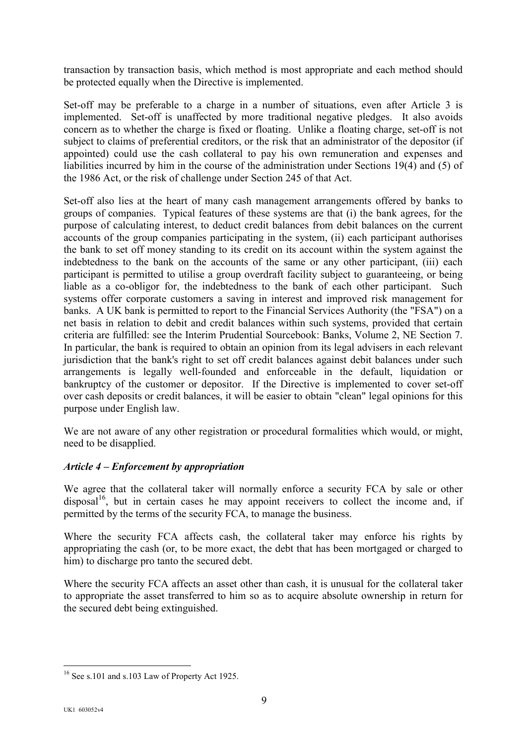transaction by transaction basis, which method is most appropriate and each method should be protected equally when the Directive is implemented.

Set-off may be preferable to a charge in a number of situations, even after Article 3 is implemented. Set-off is unaffected by more traditional negative pledges. It also avoids concern as to whether the charge is fixed or floating. Unlike a floating charge, set-off is not subject to claims of preferential creditors, or the risk that an administrator of the depositor (if appointed) could use the cash collateral to pay his own remuneration and expenses and liabilities incurred by him in the course of the administration under Sections 19(4) and (5) of the 1986 Act, or the risk of challenge under Section 245 of that Act.

Set-off also lies at the heart of many cash management arrangements offered by banks to groups of companies. Typical features of these systems are that (i) the bank agrees, for the purpose of calculating interest, to deduct credit balances from debit balances on the current accounts of the group companies participating in the system, (ii) each participant authorises the bank to set off money standing to its credit on its account within the system against the indebtedness to the bank on the accounts of the same or any other participant, (iii) each participant is permitted to utilise a group overdraft facility subject to guaranteeing, or being liable as a co-obligor for, the indebtedness to the bank of each other participant. Such systems offer corporate customers a saving in interest and improved risk management for banks. A UK bank is permitted to report to the Financial Services Authority (the "FSA") on a net basis in relation to debit and credit balances within such systems, provided that certain criteria are fulfilled: see the Interim Prudential Sourcebook: Banks, Volume 2, NE Section 7. In particular, the bank is required to obtain an opinion from its legal advisers in each relevant jurisdiction that the bank's right to set off credit balances against debit balances under such arrangements is legally well-founded and enforceable in the default, liquidation or bankruptcy of the customer or depositor. If the Directive is implemented to cover set-off over cash deposits or credit balances, it will be easier to obtain "clean" legal opinions for this purpose under English law.

We are not aware of any other registration or procedural formalities which would, or might, need to be disapplied.

### *Article 4 – Enforcement by appropriation*

We agree that the collateral taker will normally enforce a security FCA by sale or other disposal[16], but in certain cases he may appoint receivers to collect the income and, if permitted by the terms of the security FCA, to manage the business.

Where the security FCA affects cash, the collateral taker may enforce his rights by appropriating the cash (or, to be more exact, the debt that has been mortgaged or charged to him) to discharge pro tanto the secured debt.

Where the security FCA affects an asset other than cash, it is unusual for the collateral taker to appropriate the asset transferred to him so as to acquire absolute ownership in return for the secured debt being extinguished.

---

[16] See s.101 and s.103 Law of Property Act 1925.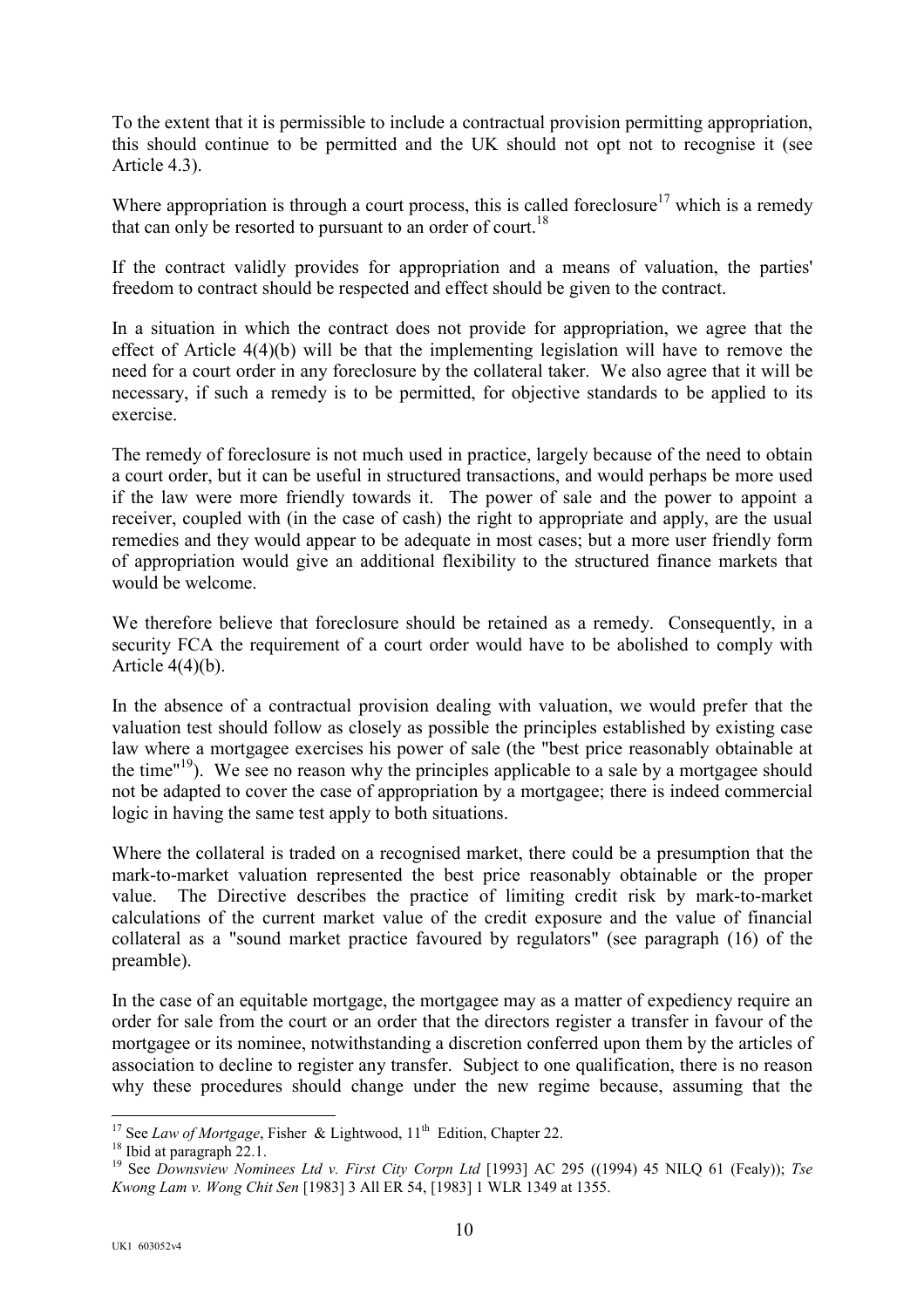To the extent that it is permissible to include a contractual provision permitting appropriation, this should continue to be permitted and the UK should not opt not to recognise it (see Article 4.3).

Where appropriation is through a court process, this is called foreclosure[17] which is a remedy that can only be resorted to pursuant to an order of court.[18]

If the contract validly provides for appropriation and a means of valuation, the parties' freedom to contract should be respected and effect should be given to the contract.

In a situation in which the contract does not provide for appropriation, we agree that the effect of Article 4(4)(b) will be that the implementing legislation will have to remove the need for a court order in any foreclosure by the collateral taker. We also agree that it will be necessary, if such a remedy is to be permitted, for objective standards to be applied to its exercise.

The remedy of foreclosure is not much used in practice, largely because of the need to obtain a court order, but it can be useful in structured transactions, and would perhaps be more used if the law were more friendly towards it. The power of sale and the power to appoint a receiver, coupled with (in the case of cash) the right to appropriate and apply, are the usual remedies and they would appear to be adequate in most cases; but a more user friendly form of appropriation would give an additional flexibility to the structured finance markets that would be welcome.

We therefore believe that foreclosure should be retained as a remedy. Consequently, in a security FCA the requirement of a court order would have to be abolished to comply with Article 4(4)(b).

In the absence of a contractual provision dealing with valuation, we would prefer that the valuation test should follow as closely as possible the principles established by existing case law where a mortgagee exercises his power of sale (the "best price reasonably obtainable at the time"[19]). We see no reason why the principles applicable to a sale by a mortgagee should not be adapted to cover the case of appropriation by a mortgagee; there is indeed commercial logic in having the same test apply to both situations.

Where the collateral is traded on a recognised market, there could be a presumption that the mark-to-market valuation represented the best price reasonably obtainable or the proper value. The Directive describes the practice of limiting credit risk by mark-to-market calculations of the current market value of the credit exposure and the value of financial collateral as a "sound market practice favoured by regulators" (see paragraph (16) of the preamble).

In the case of an equitable mortgage, the mortgagee may as a matter of expediency require an order for sale from the court or an order that the directors register a transfer in favour of the mortgagee or its nominee, notwithstanding a discretion conferred upon them by the articles of association to decline to register any transfer. Subject to one qualification, there is no reason why these procedures should change under the new regime because, assuming that the

---

[17] See *Law of Mortgage*, Fisher & Lightwood, 11th Edition, Chapter 22.

[18] Ibid at paragraph 22.1.

[19] See *Downsview Nominees Ltd v. First City Corpn Ltd* [1993] AC 295 ((1994) 45 NILQ 61 (Fealy)); *Tse Kwong Lam v. Wong Chit Sen* [1983] 3 All ER 54, [1983] 1 WLR 1349 at 1355.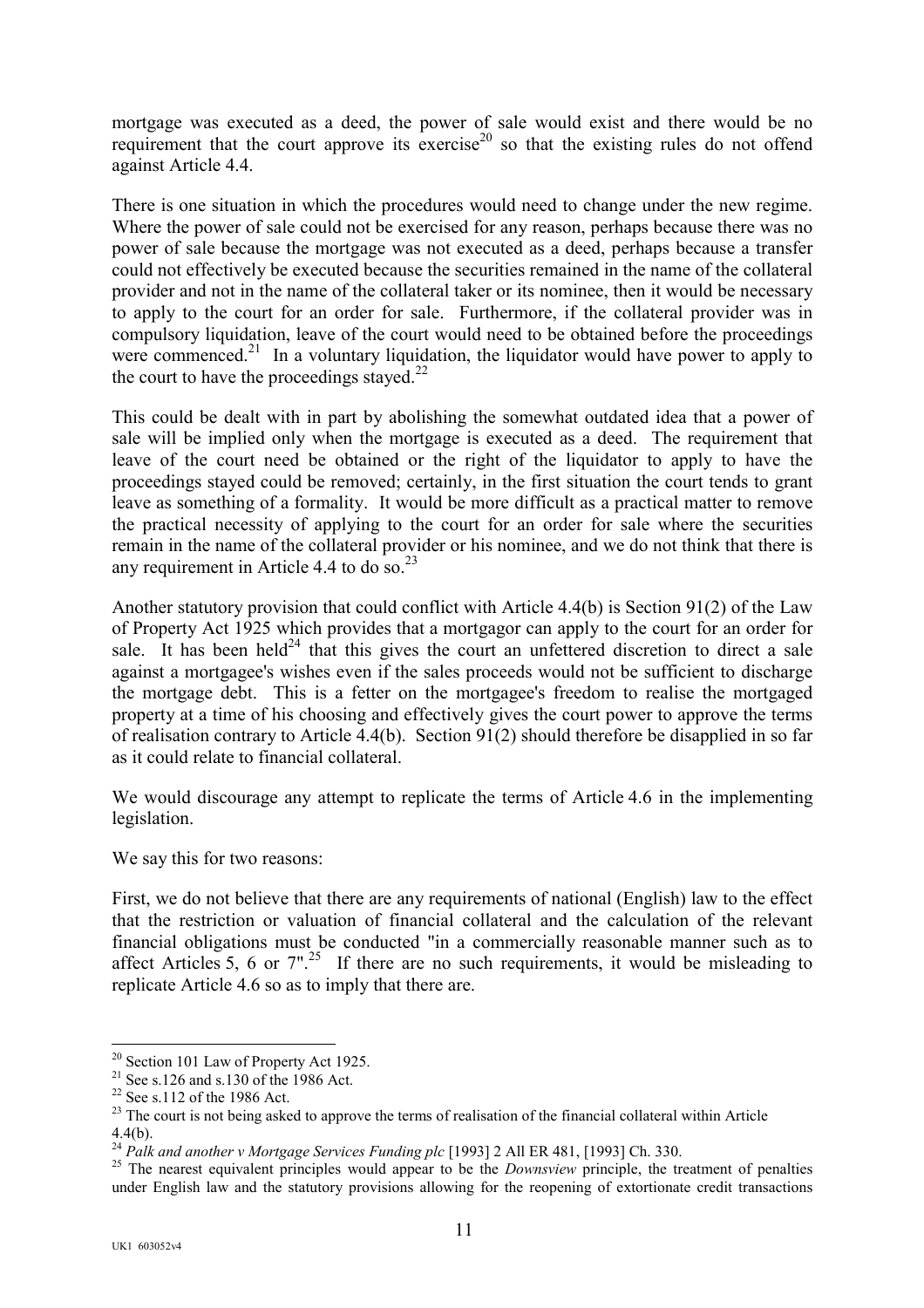mortgage was executed as a deed, the power of sale would exist and there would be no requirement that the court approve its exercise[20] so that the existing rules do not offend against Article 4.4.

There is one situation in which the procedures would need to change under the new regime. Where the power of sale could not be exercised for any reason, perhaps because there was no power of sale because the mortgage was not executed as a deed, perhaps because a transfer could not effectively be executed because the securities remained in the name of the collateral provider and not in the name of the collateral taker or its nominee, then it would be necessary to apply to the court for an order for sale. Furthermore, if the collateral provider was in compulsory liquidation, leave of the court would need to be obtained before the proceedings were commenced.[21] In a voluntary liquidation, the liquidator would have power to apply to the court to have the proceedings stayed.[22]

This could be dealt with in part by abolishing the somewhat outdated idea that a power of sale will be implied only when the mortgage is executed as a deed. The requirement that leave of the court need be obtained or the right of the liquidator to apply to have the proceedings stayed could be removed; certainly, in the first situation the court tends to grant leave as something of a formality. It would be more difficult as a practical matter to remove the practical necessity of applying to the court for an order for sale where the securities remain in the name of the collateral provider or his nominee, and we do not think that there is any requirement in Article 4.4 to do so.[23]

Another statutory provision that could conflict with Article 4.4(b) is Section 91(2) of the Law of Property Act 1925 which provides that a mortgagor can apply to the court for an order for sale. It has been held[24] that this gives the court an unfettered discretion to direct a sale against a mortgagee's wishes even if the sales proceeds would not be sufficient to discharge the mortgage debt. This is a fetter on the mortgagee's freedom to realise the mortgaged property at a time of his choosing and effectively gives the court power to approve the terms of realisation contrary to Article 4.4(b). Section 91(2) should therefore be disapplied in so far as it could relate to financial collateral.

We would discourage any attempt to replicate the terms of Article 4.6 in the implementing legislation.

We say this for two reasons:

First, we do not believe that there are any requirements of national (English) law to the effect that the restriction or valuation of financial collateral and the calculation of the relevant financial obligations must be conducted "in a commercially reasonable manner such as to affect Articles 5, 6 or 7".[25] If there are no such requirements, it would be misleading to replicate Article 4.6 so as to imply that there are.

---

[20] Section 101 Law of Property Act 1925.

[21] See s.126 and s.130 of the 1986 Act.

[22] See s.112 of the 1986 Act.

[23] The court is not being asked to approve the terms of realisation of the financial collateral within Article 4.4(b).

[24] *Palk and another v Mortgage Services Funding plc* [1993] 2 All ER 481, [1993] Ch. 330.

[25] The nearest equivalent principles would appear to be the *Downsview* principle, the treatment of penalties under English law and the statutory provisions allowing for the reopening of extortionate credit transactions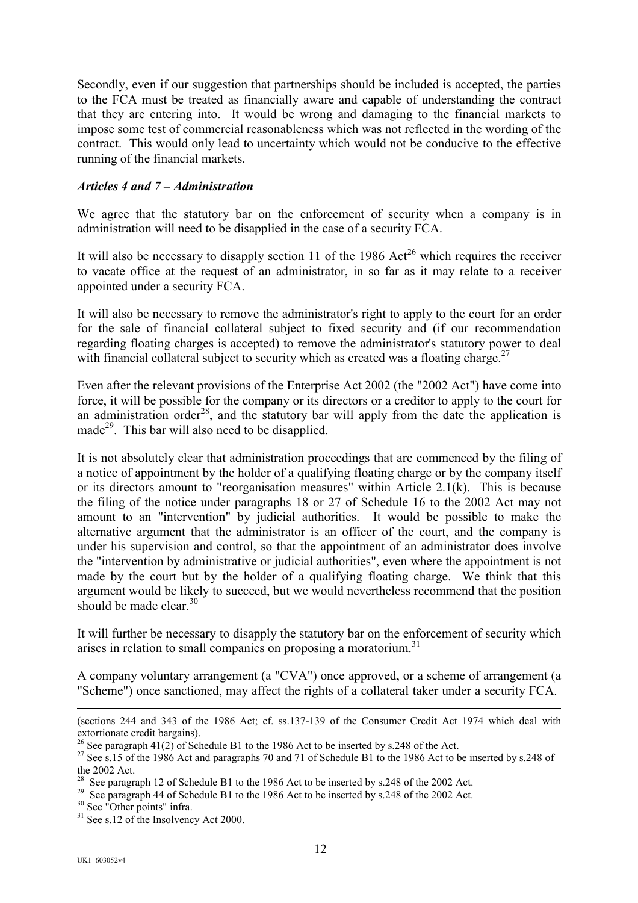Secondly, even if our suggestion that partnerships should be included is accepted, the parties to the FCA must be treated as financially aware and capable of understanding the contract that they are entering into. It would be wrong and damaging to the financial markets to impose some test of commercial reasonableness which was not reflected in the wording of the contract. This would only lead to uncertainty which would not be conducive to the effective running of the financial markets.

### *Articles 4 and 7 – Administration*

We agree that the statutory bar on the enforcement of security when a company is in administration will need to be disapplied in the case of a security FCA.

It will also be necessary to disapply section 11 of the 1986 Act[26] which requires the receiver to vacate office at the request of an administrator, in so far as it may relate to a receiver appointed under a security FCA.

It will also be necessary to remove the administrator's right to apply to the court for an order for the sale of financial collateral subject to fixed security and (if our recommendation regarding floating charges is accepted) to remove the administrator's statutory power to deal with financial collateral subject to security which as created was a floating charge.[27]

Even after the relevant provisions of the Enterprise Act 2002 (the "2002 Act") have come into force, it will be possible for the company or its directors or a creditor to apply to the court for an administration order[28], and the statutory bar will apply from the date the application is made[29]. This bar will also need to be disapplied.

It is not absolutely clear that administration proceedings that are commenced by the filing of a notice of appointment by the holder of a qualifying floating charge or by the company itself or its directors amount to "reorganisation measures" within Article 2.1(k). This is because the filing of the notice under paragraphs 18 or 27 of Schedule 16 to the 2002 Act may not amount to an "intervention" by judicial authorities. It would be possible to make the alternative argument that the administrator is an officer of the court, and the company is under his supervision and control, so that the appointment of an administrator does involve the "intervention by administrative or judicial authorities", even where the appointment is not made by the court but by the holder of a qualifying floating charge. We think that this argument would be likely to succeed, but we would nevertheless recommend that the position should be made clear.[30]

It will further be necessary to disapply the statutory bar on the enforcement of security which arises in relation to small companies on proposing a moratorium.[31]

A company voluntary arrangement (a "CVA") once approved, or a scheme of arrangement (a "Scheme") once sanctioned, may affect the rights of a collateral taker under a security FCA.

---

(sections 244 and 343 of the 1986 Act; cf. ss.137-139 of the Consumer Credit Act 1974 which deal with extortionate credit bargains).

[26] See paragraph 41(2) of Schedule B1 to the 1986 Act to be inserted by s.248 of the Act.

[27] See s.15 of the 1986 Act and paragraphs 70 and 71 of Schedule B1 to the 1986 Act to be inserted by s.248 of the 2002 Act.

[28] See paragraph 12 of Schedule B1 to the 1986 Act to be inserted by s.248 of the 2002 Act.

[29] See paragraph 44 of Schedule B1 to the 1986 Act to be inserted by s.248 of the 2002 Act.

[30] See "Other points" infra.

[31] See s.12 of the Insolvency Act 2000.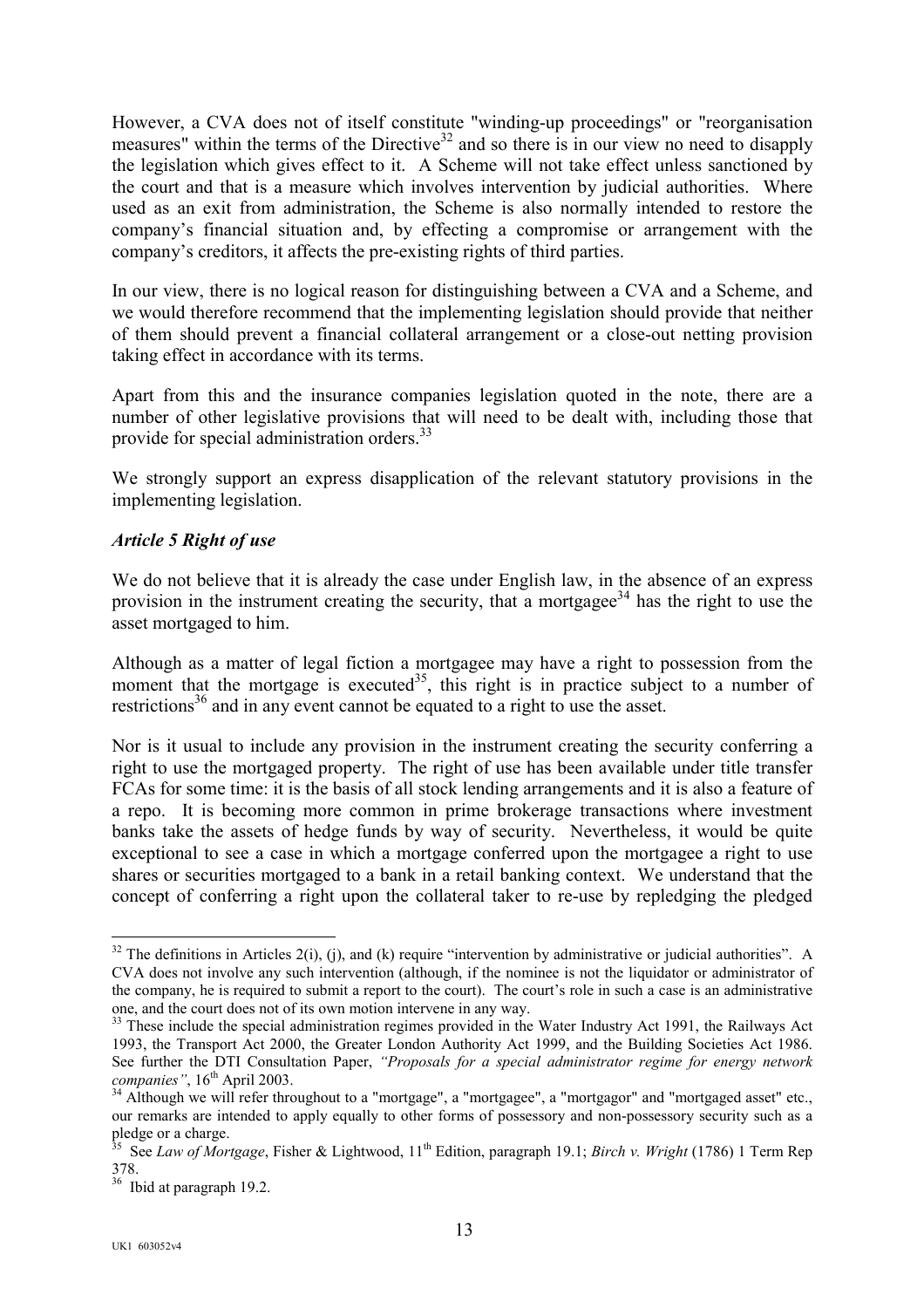However, a CVA does not of itself constitute "winding-up proceedings" or "reorganisation measures" within the terms of the Directive[32] and so there is in our view no need to disapply the legislation which gives effect to it. A Scheme will not take effect unless sanctioned by the court and that is a measure which involves intervention by judicial authorities. Where used as an exit from administration, the Scheme is also normally intended to restore the company's financial situation and, by effecting a compromise or arrangement with the company's creditors, it affects the pre-existing rights of third parties.

In our view, there is no logical reason for distinguishing between a CVA and a Scheme, and we would therefore recommend that the implementing legislation should provide that neither of them should prevent a financial collateral arrangement or a close-out netting provision taking effect in accordance with its terms.

Apart from this and the insurance companies legislation quoted in the note, there are a number of other legislative provisions that will need to be dealt with, including those that provide for special administration orders.[33]

We strongly support an express disapplication of the relevant statutory provisions in the implementing legislation.

### *Article 5 Right of use*

We do not believe that it is already the case under English law, in the absence of an express provision in the instrument creating the security, that a mortgagee[34] has the right to use the asset mortgaged to him.

Although as a matter of legal fiction a mortgagee may have a right to possession from the moment that the mortgage is executed[35], this right is in practice subject to a number of restrictions[36] and in any event cannot be equated to a right to use the asset.

Nor is it usual to include any provision in the instrument creating the security conferring a right to use the mortgaged property. The right of use has been available under title transfer FCAs for some time: it is the basis of all stock lending arrangements and it is also a feature of a repo. It is becoming more common in prime brokerage transactions where investment banks take the assets of hedge funds by way of security. Nevertheless, it would be quite exceptional to see a case in which a mortgage conferred upon the mortgagee a right to use shares or securities mortgaged to a bank in a retail banking context. We understand that the concept of conferring a right upon the collateral taker to re-use by repledging the pledged

---

[32] The definitions in Articles 2(i), (j), and (k) require "intervention by administrative or judicial authorities". A CVA does not involve any such intervention (although, if the nominee is not the liquidator or administrator of the company, he is required to submit a report to the court). The court's role in such a case is an administrative one, and the court does not of its own motion intervene in any way.

[33] These include the special administration regimes provided in the Water Industry Act 1991, the Railways Act 1993, the Transport Act 2000, the Greater London Authority Act 1999, and the Building Societies Act 1986. See further the DTI Consultation Paper, *"Proposals for a special administrator regime for energy network companies"*, 16th April 2003.

[34] Although we will refer throughout to a "mortgage", a "mortgagee", a "mortgagor" and "mortgaged asset" etc., our remarks are intended to apply equally to other forms of possessory and non-possessory security such as a pledge or a charge.

[35] See *Law of Mortgage*, Fisher & Lightwood, 11th Edition, paragraph 19.1; *Birch v. Wright* (1786) 1 Term Rep 378.

[36] Ibid at paragraph 19.2.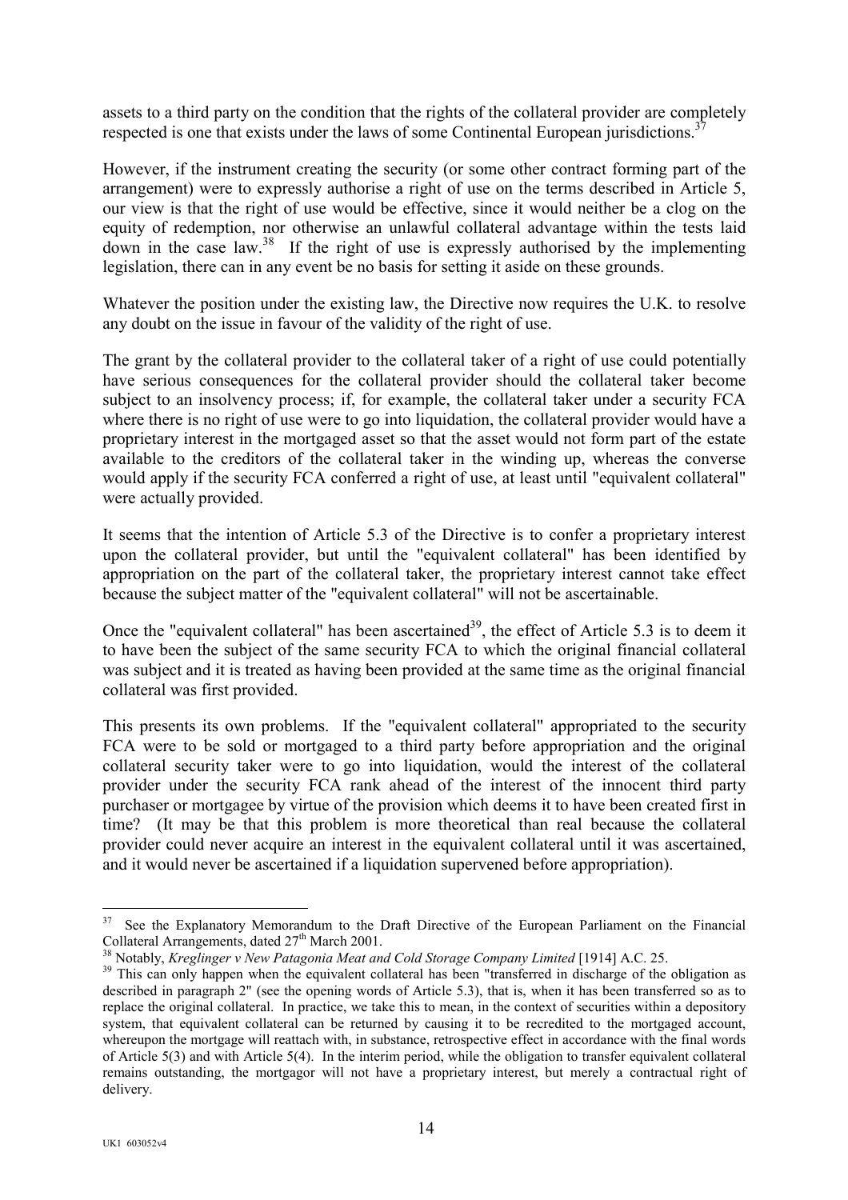assets to a third party on the condition that the rights of the collateral provider are completely respected is one that exists under the laws of some Continental European jurisdictions.[37]

However, if the instrument creating the security (or some other contract forming part of the arrangement) were to expressly authorise a right of use on the terms described in Article 5, our view is that the right of use would be effective, since it would neither be a clog on the equity of redemption, nor otherwise an unlawful collateral advantage within the tests laid down in the case law.[38] If the right of use is expressly authorised by the implementing legislation, there can in any event be no basis for setting it aside on these grounds.

Whatever the position under the existing law, the Directive now requires the U.K. to resolve any doubt on the issue in favour of the validity of the right of use.

The grant by the collateral provider to the collateral taker of a right of use could potentially have serious consequences for the collateral provider should the collateral taker become subject to an insolvency process; if, for example, the collateral taker under a security FCA where there is no right of use were to go into liquidation, the collateral provider would have a proprietary interest in the mortgaged asset so that the asset would not form part of the estate available to the creditors of the collateral taker in the winding up, whereas the converse would apply if the security FCA conferred a right of use, at least until "equivalent collateral" were actually provided.

It seems that the intention of Article 5.3 of the Directive is to confer a proprietary interest upon the collateral provider, but until the "equivalent collateral" has been identified by appropriation on the part of the collateral taker, the proprietary interest cannot take effect because the subject matter of the "equivalent collateral" will not be ascertainable.

Once the "equivalent collateral" has been ascertained[39], the effect of Article 5.3 is to deem it to have been the subject of the same security FCA to which the original financial collateral was subject and it is treated as having been provided at the same time as the original financial collateral was first provided.

This presents its own problems. If the "equivalent collateral" appropriated to the security FCA were to be sold or mortgaged to a third party before appropriation and the original collateral security taker were to go into liquidation, would the interest of the collateral provider under the security FCA rank ahead of the interest of the innocent third party purchaser or mortgagee by virtue of the provision which deems it to have been created first in time? (It may be that this problem is more theoretical than real because the collateral provider could never acquire an interest in the equivalent collateral until it was ascertained, and it would never be ascertained if a liquidation supervened before appropriation).

---

[37] See the Explanatory Memorandum to the Draft Directive of the European Parliament on the Financial Collateral Arrangements, dated 27th March 2001.

[38] Notably, *Kreglinger v New Patagonia Meat and Cold Storage Company Limited* [1914] A.C. 25.

[39] This can only happen when the equivalent collateral has been "transferred in discharge of the obligation as described in paragraph 2" (see the opening words of Article 5.3), that is, when it has been transferred so as to replace the original collateral. In practice, we take this to mean, in the context of securities within a depository system, that equivalent collateral can be returned by causing it to be recredited to the mortgaged account, whereupon the mortgage will reattach with, in substance, retrospective effect in accordance with the final words of Article 5(3) and with Article 5(4). In the interim period, while the obligation to transfer equivalent collateral remains outstanding, the mortgagor will not have a proprietary interest, but merely a contractual right of delivery.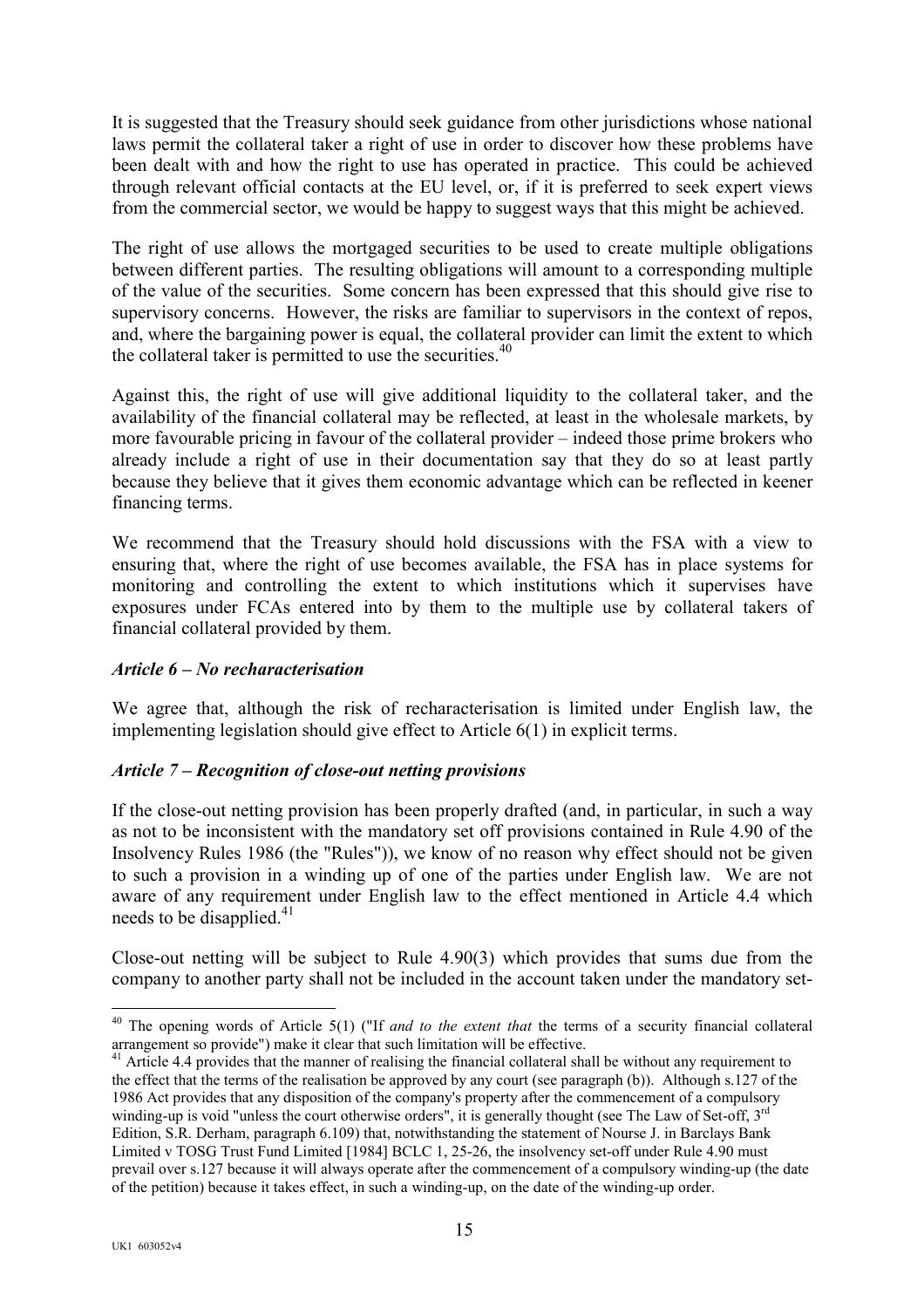It is suggested that the Treasury should seek guidance from other jurisdictions whose national laws permit the collateral taker a right of use in order to discover how these problems have been dealt with and how the right to use has operated in practice. This could be achieved through relevant official contacts at the EU level, or, if it is preferred to seek expert views from the commercial sector, we would be happy to suggest ways that this might be achieved.

The right of use allows the mortgaged securities to be used to create multiple obligations between different parties. The resulting obligations will amount to a corresponding multiple of the value of the securities. Some concern has been expressed that this should give rise to supervisory concerns. However, the risks are familiar to supervisors in the context of repos, and, where the bargaining power is equal, the collateral provider can limit the extent to which the collateral taker is permitted to use the securities.[40]

Against this, the right of use will give additional liquidity to the collateral taker, and the availability of the financial collateral may be reflected, at least in the wholesale markets, by more favourable pricing in favour of the collateral provider – indeed those prime brokers who already include a right of use in their documentation say that they do so at least partly because they believe that it gives them economic advantage which can be reflected in keener financing terms.

We recommend that the Treasury should hold discussions with the FSA with a view to ensuring that, where the right of use becomes available, the FSA has in place systems for monitoring and controlling the extent to which institutions which it supervises have exposures under FCAs entered into by them to the multiple use by collateral takers of financial collateral provided by them.

### *Article 6 – No recharacterisation*

We agree that, although the risk of recharacterisation is limited under English law, the implementing legislation should give effect to Article 6(1) in explicit terms.

### *Article 7 – Recognition of close-out netting provisions*

If the close-out netting provision has been properly drafted (and, in particular, in such a way as not to be inconsistent with the mandatory set off provisions contained in Rule 4.90 of the Insolvency Rules 1986 (the "Rules")), we know of no reason why effect should not be given to such a provision in a winding up of one of the parties under English law. We are not aware of any requirement under English law to the effect mentioned in Article 4.4 which needs to be disapplied.[41]

Close-out netting will be subject to Rule 4.90(3) which provides that sums due from the company to another party shall not be included in the account taken under the mandatory set-

---

[40] The opening words of Article 5(1) ("If *and to the extent that* the terms of a security financial collateral arrangement so provide") make it clear that such limitation will be effective.

[41] Article 4.4 provides that the manner of realising the financial collateral shall be without any requirement to the effect that the terms of the realisation be approved by any court (see paragraph (b)). Although s.127 of the 1986 Act provides that any disposition of the company's property after the commencement of a compulsory winding-up is void "unless the court otherwise orders", it is generally thought (see The Law of Set-off, 3rd Edition, S.R. Derham, paragraph 6.109) that, notwithstanding the statement of Nourse J. in Barclays Bank Limited v TOSG Trust Fund Limited [1984] BCLC 1, 25-26, the insolvency set-off under Rule 4.90 must prevail over s.127 because it will always operate after the commencement of a compulsory winding-up (the date of the petition) because it takes effect, in such a winding-up, on the date of the winding-up order.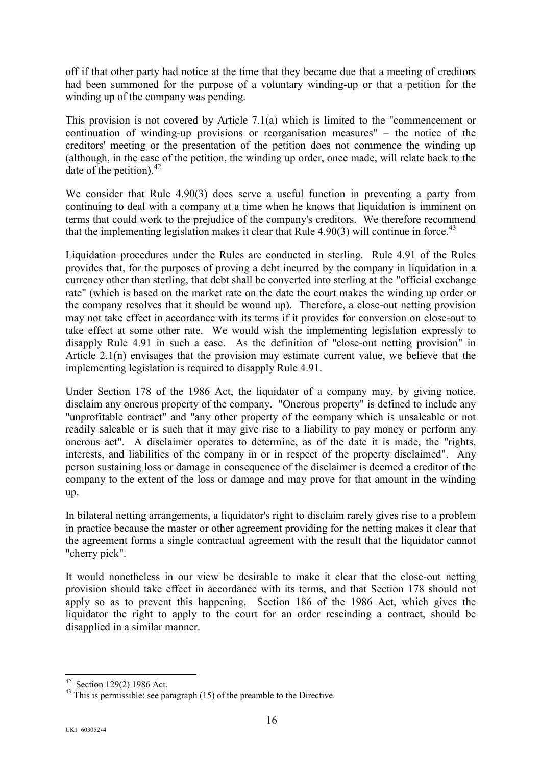off if that other party had notice at the time that they became due that a meeting of creditors had been summoned for the purpose of a voluntary winding-up or that a petition for the winding up of the company was pending.

This provision is not covered by Article 7.1(a) which is limited to the "commencement or continuation of winding-up provisions or reorganisation measures" – the notice of the creditors' meeting or the presentation of the petition does not commence the winding up (although, in the case of the petition, the winding up order, once made, will relate back to the date of the petition).[42]

We consider that Rule 4.90(3) does serve a useful function in preventing a party from continuing to deal with a company at a time when he knows that liquidation is imminent on terms that could work to the prejudice of the company's creditors. We therefore recommend that the implementing legislation makes it clear that Rule 4.90(3) will continue in force.[43]

Liquidation procedures under the Rules are conducted in sterling. Rule 4.91 of the Rules provides that, for the purposes of proving a debt incurred by the company in liquidation in a currency other than sterling, that debt shall be converted into sterling at the "official exchange rate" (which is based on the market rate on the date the court makes the winding up order or the company resolves that it should be wound up). Therefore, a close-out netting provision may not take effect in accordance with its terms if it provides for conversion on close-out to take effect at some other rate. We would wish the implementing legislation expressly to disapply Rule 4.91 in such a case. As the definition of "close-out netting provision" in Article 2.1(n) envisages that the provision may estimate current value, we believe that the implementing legislation is required to disapply Rule 4.91.

Under Section 178 of the 1986 Act, the liquidator of a company may, by giving notice, disclaim any onerous property of the company. "Onerous property" is defined to include any "unprofitable contract" and "any other property of the company which is unsaleable or not readily saleable or is such that it may give rise to a liability to pay money or perform any onerous act". A disclaimer operates to determine, as of the date it is made, the "rights, interests, and liabilities of the company in or in respect of the property disclaimed". Any person sustaining loss or damage in consequence of the disclaimer is deemed a creditor of the company to the extent of the loss or damage and may prove for that amount in the winding up.

In bilateral netting arrangements, a liquidator's right to disclaim rarely gives rise to a problem in practice because the master or other agreement providing for the netting makes it clear that the agreement forms a single contractual agreement with the result that the liquidator cannot "cherry pick".

It would nonetheless in our view be desirable to make it clear that the close-out netting provision should take effect in accordance with its terms, and that Section 178 should not apply so as to prevent this happening. Section 186 of the 1986 Act, which gives the liquidator the right to apply to the court for an order rescinding a contract, should be disapplied in a similar manner.

---

[42] Section 129(2) 1986 Act.

[43] This is permissible: see paragraph (15) of the preamble to the Directive.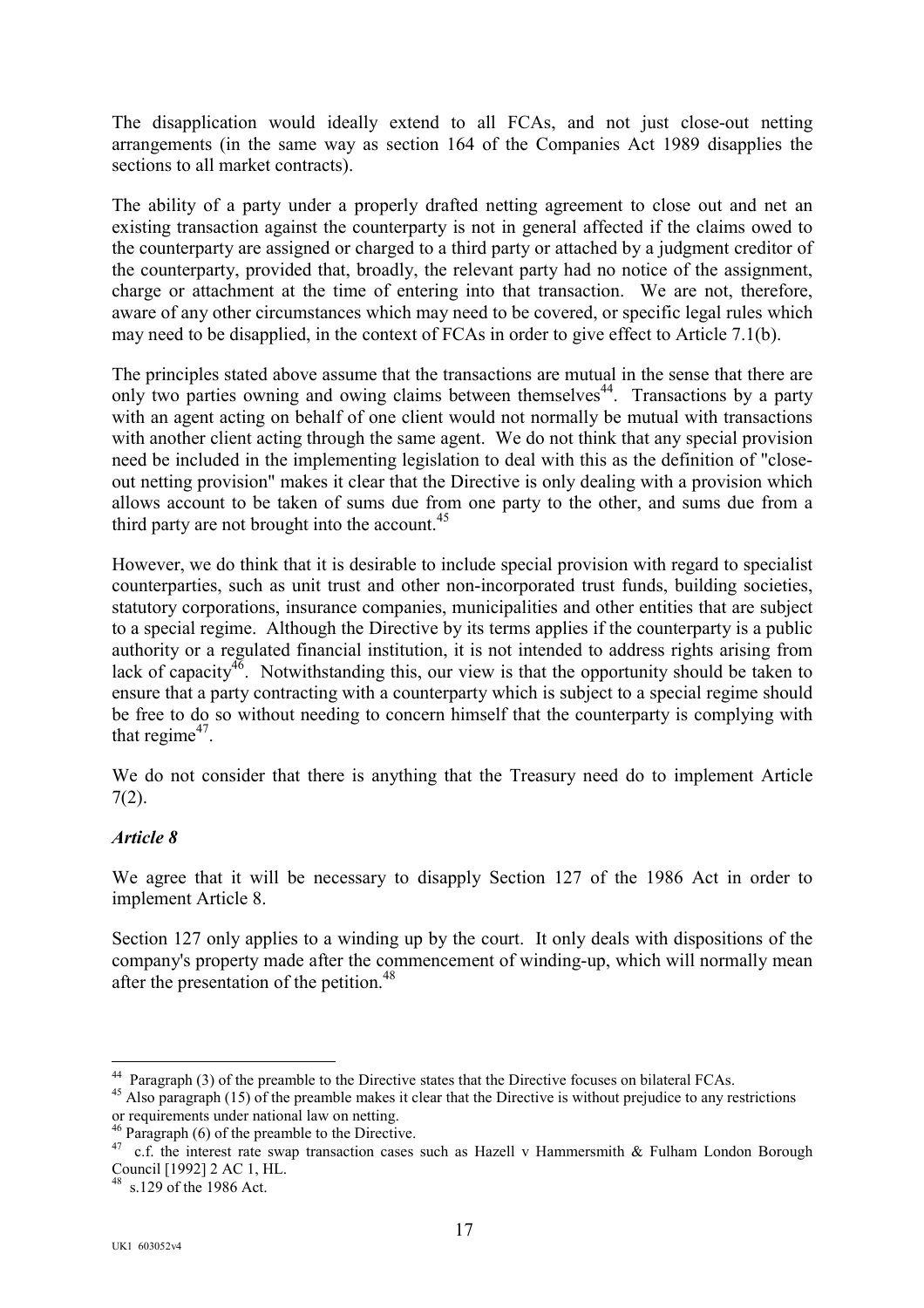The disapplication would ideally extend to all FCAs, and not just close-out netting arrangements (in the same way as section 164 of the Companies Act 1989 disapplies the sections to all market contracts).

The ability of a party under a properly drafted netting agreement to close out and net an existing transaction against the counterparty is not in general affected if the claims owed to the counterparty are assigned or charged to a third party or attached by a judgment creditor of the counterparty, provided that, broadly, the relevant party had no notice of the assignment, charge or attachment at the time of entering into that transaction. We are not, therefore, aware of any other circumstances which may need to be covered, or specific legal rules which may need to be disapplied, in the context of FCAs in order to give effect to Article 7.1(b).

The principles stated above assume that the transactions are mutual in the sense that there are only two parties owning and owing claims between themselves[44]. Transactions by a party with an agent acting on behalf of one client would not normally be mutual with transactions with another client acting through the same agent. We do not think that any special provision need be included in the implementing legislation to deal with this as the definition of "close-out netting provision" makes it clear that the Directive is only dealing with a provision which allows account to be taken of sums due from one party to the other, and sums due from a third party are not brought into the account.[45]

However, we do think that it is desirable to include special provision with regard to specialist counterparties, such as unit trust and other non-incorporated trust funds, building societies, statutory corporations, insurance companies, municipalities and other entities that are subject to a special regime. Although the Directive by its terms applies if the counterparty is a public authority or a regulated financial institution, it is not intended to address rights arising from lack of capacity[46]. Notwithstanding this, our view is that the opportunity should be taken to ensure that a party contracting with a counterparty which is subject to a special regime should be free to do so without needing to concern himself that the counterparty is complying with that regime[47].

We do not consider that there is anything that the Treasury need do to implement Article 7(2).

### *Article 8*

We agree that it will be necessary to disapply Section 127 of the 1986 Act in order to implement Article 8.

Section 127 only applies to a winding up by the court. It only deals with dispositions of the company's property made after the commencement of winding-up, which will normally mean after the presentation of the petition.[48]

---

[44] Paragraph (3) of the preamble to the Directive states that the Directive focuses on bilateral FCAs.

[45] Also paragraph (15) of the preamble makes it clear that the Directive is without prejudice to any restrictions or requirements under national law on netting.

[46] Paragraph (6) of the preamble to the Directive.

[47] c.f. the interest rate swap transaction cases such as Hazell v Hammersmith & Fulham London Borough Council [1992] 2 AC 1, HL.

[48] s.129 of the 1986 Act.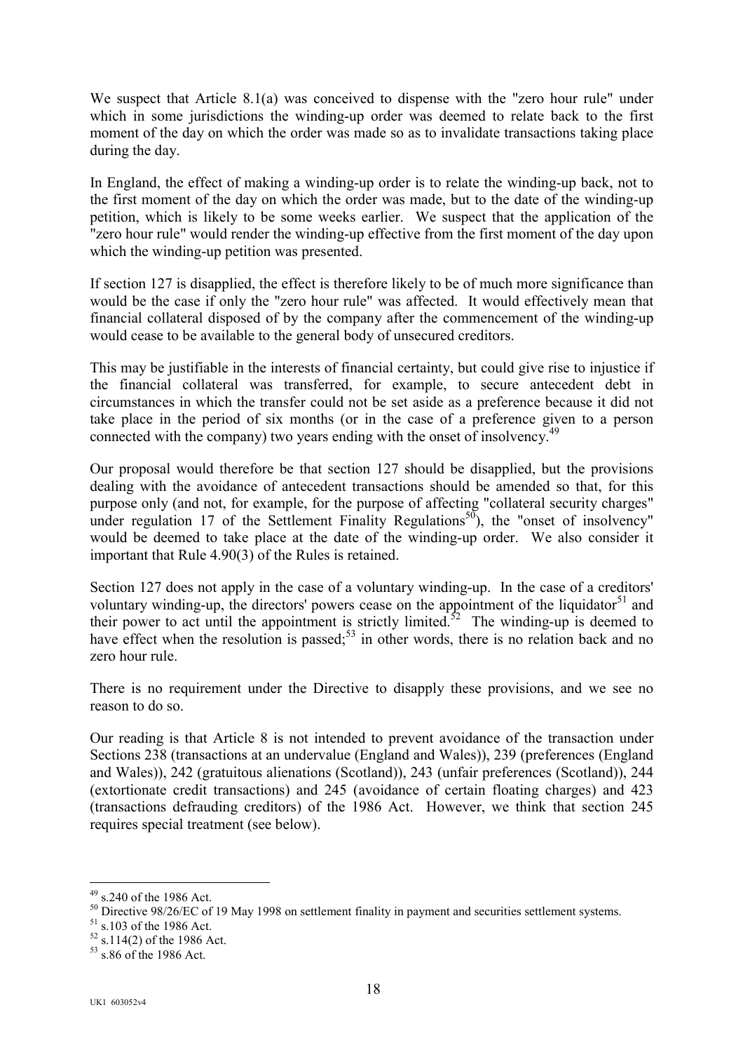We suspect that Article 8.1(a) was conceived to dispense with the "zero hour rule" under which in some jurisdictions the winding-up order was deemed to relate back to the first moment of the day on which the order was made so as to invalidate transactions taking place during the day.

In England, the effect of making a winding-up order is to relate the winding-up back, not to the first moment of the day on which the order was made, but to the date of the winding-up petition, which is likely to be some weeks earlier. We suspect that the application of the "zero hour rule" would render the winding-up effective from the first moment of the day upon which the winding-up petition was presented.

If section 127 is disapplied, the effect is therefore likely to be of much more significance than would be the case if only the "zero hour rule" was affected. It would effectively mean that financial collateral disposed of by the company after the commencement of the winding-up would cease to be available to the general body of unsecured creditors.

This may be justifiable in the interests of financial certainty, but could give rise to injustice if the financial collateral was transferred, for example, to secure antecedent debt in circumstances in which the transfer could not be set aside as a preference because it did not take place in the period of six months (or in the case of a preference given to a person connected with the company) two years ending with the onset of insolvency.[49]

Our proposal would therefore be that section 127 should be disapplied, but the provisions dealing with the avoidance of antecedent transactions should be amended so that, for this purpose only (and not, for example, for the purpose of affecting "collateral security charges" under regulation 17 of the Settlement Finality Regulations[50]), the "onset of insolvency" would be deemed to take place at the date of the winding-up order. We also consider it important that Rule 4.90(3) of the Rules is retained.

Section 127 does not apply in the case of a voluntary winding-up. In the case of a creditors' voluntary winding-up, the directors' powers cease on the appointment of the liquidator[51] and their power to act until the appointment is strictly limited.[52] The winding-up is deemed to have effect when the resolution is passed;[53] in other words, there is no relation back and no zero hour rule.

There is no requirement under the Directive to disapply these provisions, and we see no reason to do so.

Our reading is that Article 8 is not intended to prevent avoidance of the transaction under Sections 238 (transactions at an undervalue (England and Wales)), 239 (preferences (England and Wales)), 242 (gratuitous alienations (Scotland)), 243 (unfair preferences (Scotland)), 244 (extortionate credit transactions) and 245 (avoidance of certain floating charges) and 423 (transactions defrauding creditors) of the 1986 Act. However, we think that section 245 requires special treatment (see below).

---

[49] s.240 of the 1986 Act.

[50] Directive 98/26/EC of 19 May 1998 on settlement finality in payment and securities settlement systems.

[51] s.103 of the 1986 Act.

[52] s.114(2) of the 1986 Act.

[53] s.86 of the 1986 Act.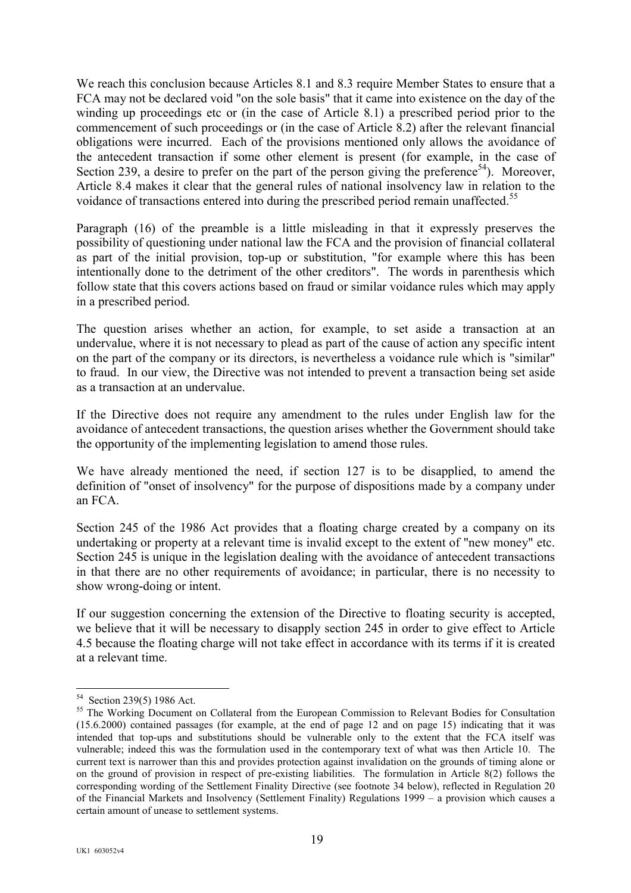We reach this conclusion because Articles 8.1 and 8.3 require Member States to ensure that a FCA may not be declared void "on the sole basis" that it came into existence on the day of the winding up proceedings etc or (in the case of Article 8.1) a prescribed period prior to the commencement of such proceedings or (in the case of Article 8.2) after the relevant financial obligations were incurred. Each of the provisions mentioned only allows the avoidance of the antecedent transaction if some other element is present (for example, in the case of Section 239, a desire to prefer on the part of the person giving the preference[54]). Moreover, Article 8.4 makes it clear that the general rules of national insolvency law in relation to the voidance of transactions entered into during the prescribed period remain unaffected.[55]

Paragraph (16) of the preamble is a little misleading in that it expressly preserves the possibility of questioning under national law the FCA and the provision of financial collateral as part of the initial provision, top-up or substitution, "for example where this has been intentionally done to the detriment of the other creditors". The words in parenthesis which follow state that this covers actions based on fraud or similar voidance rules which may apply in a prescribed period.

The question arises whether an action, for example, to set aside a transaction at an undervalue, where it is not necessary to plead as part of the cause of action any specific intent on the part of the company or its directors, is nevertheless a voidance rule which is "similar" to fraud. In our view, the Directive was not intended to prevent a transaction being set aside as a transaction at an undervalue.

If the Directive does not require any amendment to the rules under English law for the avoidance of antecedent transactions, the question arises whether the Government should take the opportunity of the implementing legislation to amend those rules.

We have already mentioned the need, if section 127 is to be disapplied, to amend the definition of "onset of insolvency" for the purpose of dispositions made by a company under an FCA.

Section 245 of the 1986 Act provides that a floating charge created by a company on its undertaking or property at a relevant time is invalid except to the extent of "new money" etc. Section 245 is unique in the legislation dealing with the avoidance of antecedent transactions in that there are no other requirements of avoidance; in particular, there is no necessity to show wrong-doing or intent.

If our suggestion concerning the extension of the Directive to floating security is accepted, we believe that it will be necessary to disapply section 245 in order to give effect to Article 4.5 because the floating charge will not take effect in accordance with its terms if it is created at a relevant time.

---

[54] Section 239(5) 1986 Act.

[55] The Working Document on Collateral from the European Commission to Relevant Bodies for Consultation (15.6.2000) contained passages (for example, at the end of page 12 and on page 15) indicating that it was intended that top-ups and substitutions should be vulnerable only to the extent that the FCA itself was vulnerable; indeed this was the formulation used in the contemporary text of what was then Article 10. The current text is narrower than this and provides protection against invalidation on the grounds of timing alone or on the ground of provision in respect of pre-existing liabilities. The formulation in Article 8(2) follows the corresponding wording of the Settlement Finality Directive (see footnote 34 below), reflected in Regulation 20 of the Financial Markets and Insolvency (Settlement Finality) Regulations 1999 – a provision which causes a certain amount of unease to settlement systems.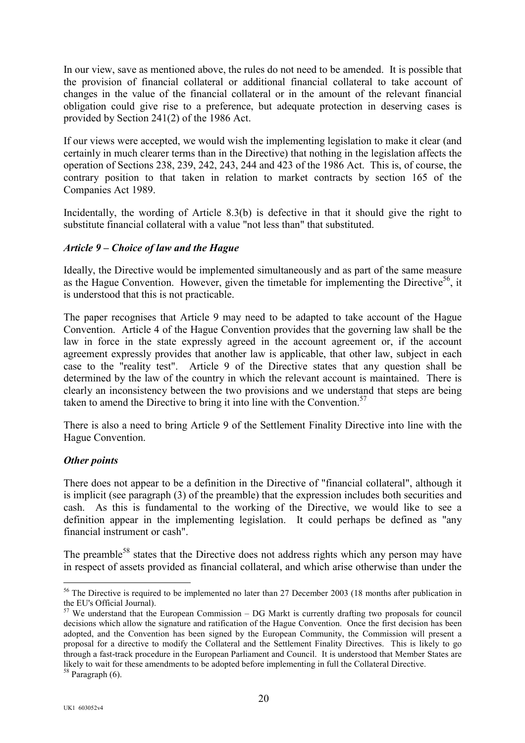In our view, save as mentioned above, the rules do not need to be amended. It is possible that the provision of financial collateral or additional financial collateral to take account of changes in the value of the financial collateral or in the amount of the relevant financial obligation could give rise to a preference, but adequate protection in deserving cases is provided by Section 241(2) of the 1986 Act.

If our views were accepted, we would wish the implementing legislation to make it clear (and certainly in much clearer terms than in the Directive) that nothing in the legislation affects the operation of Sections 238, 239, 242, 243, 244 and 423 of the 1986 Act. This is, of course, the contrary position to that taken in relation to market contracts by section 165 of the Companies Act 1989.

Incidentally, the wording of Article 8.3(b) is defective in that it should give the right to substitute financial collateral with a value "not less than" that substituted.

### *Article 9 – Choice of law and the Hague*

Ideally, the Directive would be implemented simultaneously and as part of the same measure as the Hague Convention. However, given the timetable for implementing the Directive[56], it is understood that this is not practicable.

The paper recognises that Article 9 may need to be adapted to take account of the Hague Convention. Article 4 of the Hague Convention provides that the governing law shall be the law in force in the state expressly agreed in the account agreement or, if the account agreement expressly provides that another law is applicable, that other law, subject in each case to the "reality test". Article 9 of the Directive states that any question shall be determined by the law of the country in which the relevant account is maintained. There is clearly an inconsistency between the two provisions and we understand that steps are being taken to amend the Directive to bring it into line with the Convention.[57]

There is also a need to bring Article 9 of the Settlement Finality Directive into line with the Hague Convention.

### *Other points*

There does not appear to be a definition in the Directive of "financial collateral", although it is implicit (see paragraph (3) of the preamble) that the expression includes both securities and cash. As this is fundamental to the working of the Directive, we would like to see a definition appear in the implementing legislation. It could perhaps be defined as "any financial instrument or cash".

The preamble[58] states that the Directive does not address rights which any person may have in respect of assets provided as financial collateral, and which arise otherwise than under the

---

[56] The Directive is required to be implemented no later than 27 December 2003 (18 months after publication in the EU's Official Journal).

[57] We understand that the European Commission – DG Markt is currently drafting two proposals for council decisions which allow the signature and ratification of the Hague Convention. Once the first decision has been adopted, and the Convention has been signed by the European Community, the Commission will present a proposal for a directive to modify the Collateral and the Settlement Finality Directives. This is likely to go through a fast-track procedure in the European Parliament and Council. It is understood that Member States are likely to wait for these amendments to be adopted before implementing in full the Collateral Directive.

[58] Paragraph (6).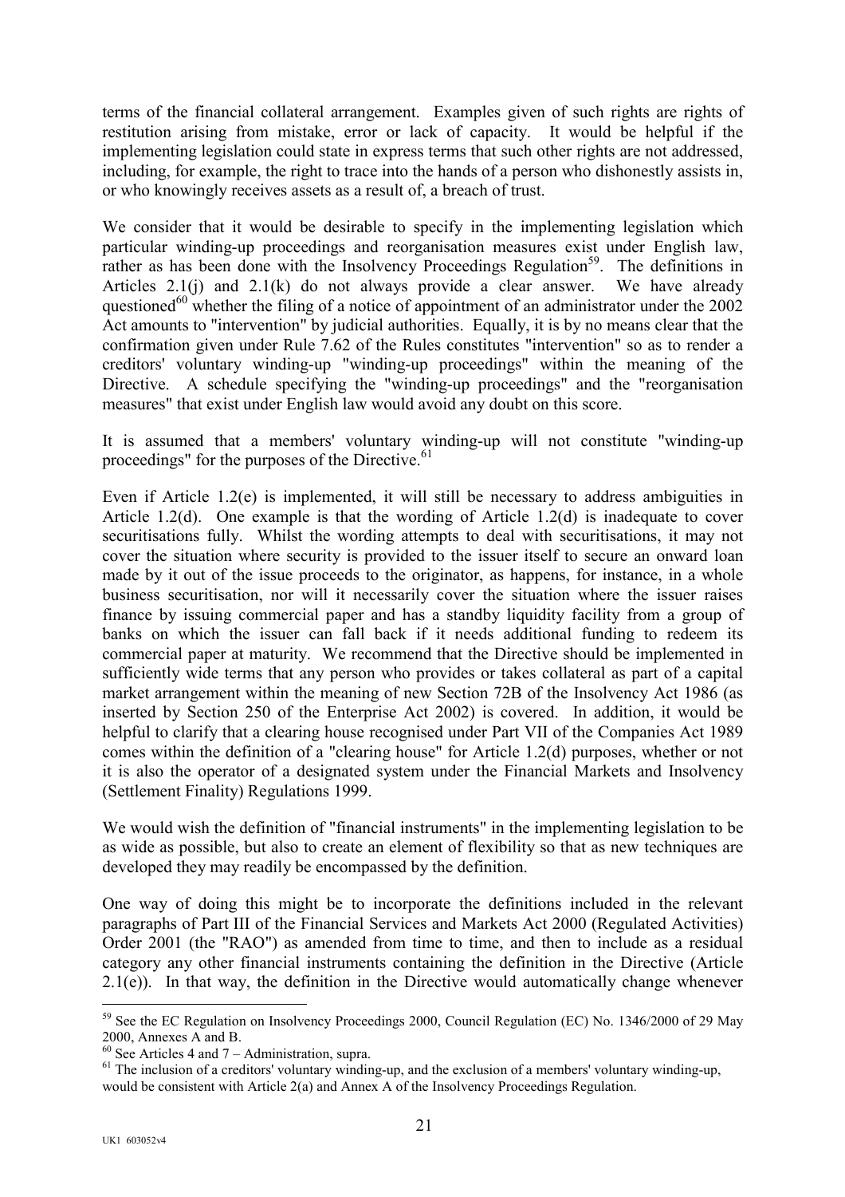terms of the financial collateral arrangement. Examples given of such rights are rights of restitution arising from mistake, error or lack of capacity. It would be helpful if the implementing legislation could state in express terms that such other rights are not addressed, including, for example, the right to trace into the hands of a person who dishonestly assists in, or who knowingly receives assets as a result of, a breach of trust.

We consider that it would be desirable to specify in the implementing legislation which particular winding-up proceedings and reorganisation measures exist under English law, rather as has been done with the Insolvency Proceedings Regulation[59]. The definitions in Articles 2.1(j) and 2.1(k) do not always provide a clear answer. We have already questioned[60] whether the filing of a notice of appointment of an administrator under the 2002 Act amounts to "intervention" by judicial authorities. Equally, it is by no means clear that the confirmation given under Rule 7.62 of the Rules constitutes "intervention" so as to render a creditors' voluntary winding-up "winding-up proceedings" within the meaning of the Directive. A schedule specifying the "winding-up proceedings" and the "reorganisation measures" that exist under English law would avoid any doubt on this score.

It is assumed that a members' voluntary winding-up will not constitute "winding-up proceedings" for the purposes of the Directive.[61]

Even if Article 1.2(e) is implemented, it will still be necessary to address ambiguities in Article 1.2(d). One example is that the wording of Article 1.2(d) is inadequate to cover securitisations fully. Whilst the wording attempts to deal with securitisations, it may not cover the situation where security is provided to the issuer itself to secure an onward loan made by it out of the issue proceeds to the originator, as happens, for instance, in a whole business securitisation, nor will it necessarily cover the situation where the issuer raises finance by issuing commercial paper and has a standby liquidity facility from a group of banks on which the issuer can fall back if it needs additional funding to redeem its commercial paper at maturity. We recommend that the Directive should be implemented in sufficiently wide terms that any person who provides or takes collateral as part of a capital market arrangement within the meaning of new Section 72B of the Insolvency Act 1986 (as inserted by Section 250 of the Enterprise Act 2002) is covered. In addition, it would be helpful to clarify that a clearing house recognised under Part VII of the Companies Act 1989 comes within the definition of a "clearing house" for Article 1.2(d) purposes, whether or not it is also the operator of a designated system under the Financial Markets and Insolvency (Settlement Finality) Regulations 1999.

We would wish the definition of "financial instruments" in the implementing legislation to be as wide as possible, but also to create an element of flexibility so that as new techniques are developed they may readily be encompassed by the definition.

One way of doing this might be to incorporate the definitions included in the relevant paragraphs of Part III of the Financial Services and Markets Act 2000 (Regulated Activities) Order 2001 (the "RAO") as amended from time to time, and then to include as a residual category any other financial instruments containing the definition in the Directive (Article 2.1(e)). In that way, the definition in the Directive would automatically change whenever

---

[59] See the EC Regulation on Insolvency Proceedings 2000, Council Regulation (EC) No. 1346/2000 of 29 May 2000, Annexes A and B.

[60] See Articles 4 and 7 – Administration, supra.

[61] The inclusion of a creditors' voluntary winding-up, and the exclusion of a members' voluntary winding-up, would be consistent with Article 2(a) and Annex A of the Insolvency Proceedings Regulation.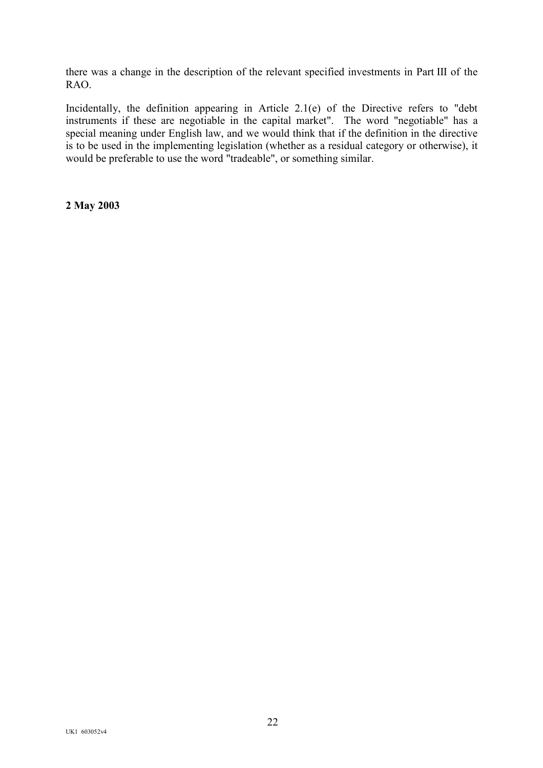there was a change in the description of the relevant specified investments in Part III of the RAO.

Incidentally, the definition appearing in Article 2.1(e) of the Directive refers to "debt instruments if these are negotiable in the capital market". The word "negotiable" has a special meaning under English law, and we would think that if the definition in the directive is to be used in the implementing legislation (whether as a residual category or otherwise), it would be preferable to use the word "tradeable", or something similar.

**2 May 2003**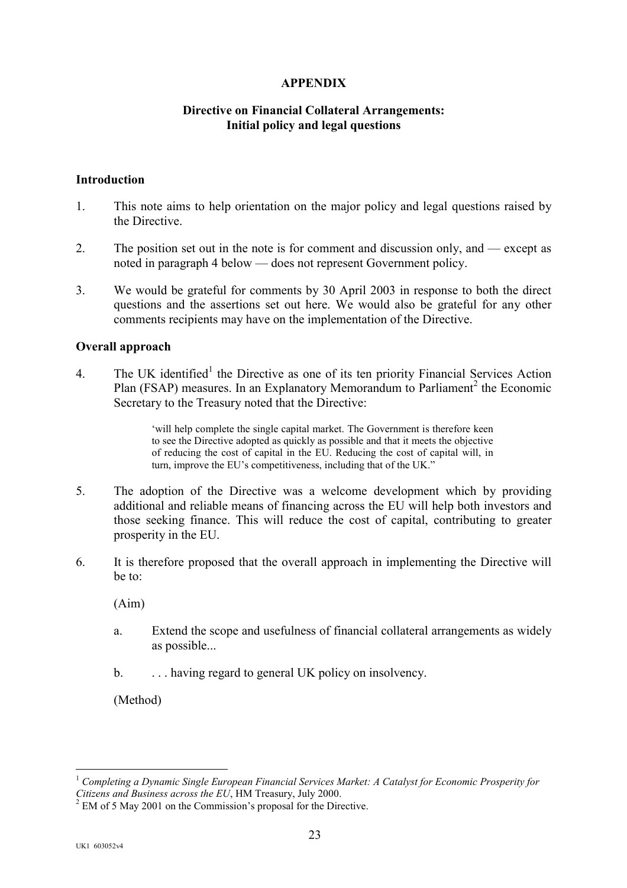**APPENDIX**

**Directive on Financial Collateral Arrangements:
Initial policy and legal questions**

**Introduction**

1. This note aims to help orientation on the major policy and legal questions raised by the Directive.

2. The position set out in the note is for comment and discussion only, and — except as noted in paragraph 4 below — does not represent Government policy.

3. We would be grateful for comments by 30 April 2003 in response to both the direct questions and the assertions set out here. We would also be grateful for any other comments recipients may have on the implementation of the Directive.

**Overall approach**

4. The UK identified[1] the Directive as one of its ten priority Financial Services Action Plan (FSAP) measures. In an Explanatory Memorandum to Parliament[2] the Economic Secretary to the Treasury noted that the Directive:

   > 'will help complete the single capital market. The Government is therefore keen to see the Directive adopted as quickly as possible and that it meets the objective of reducing the cost of capital in the EU. Reducing the cost of capital will, in turn, improve the EU's competitiveness, including that of the UK."

5. The adoption of the Directive was a welcome development which by providing additional and reliable means of financing across the EU will help both investors and those seeking finance. This will reduce the cost of capital, contributing to greater prosperity in the EU.

6. It is therefore proposed that the overall approach in implementing the Directive will be to:

   (Aim)

   a. Extend the scope and usefulness of financial collateral arrangements as widely as possible...

   b. . . . having regard to general UK policy on insolvency.

   (Method)

---

[1] *Completing a Dynamic Single European Financial Services Market: A Catalyst for Economic Prosperity for Citizens and Business across the EU*, HM Treasury, July 2000.

[2] EM of 5 May 2001 on the Commission's proposal for the Directive.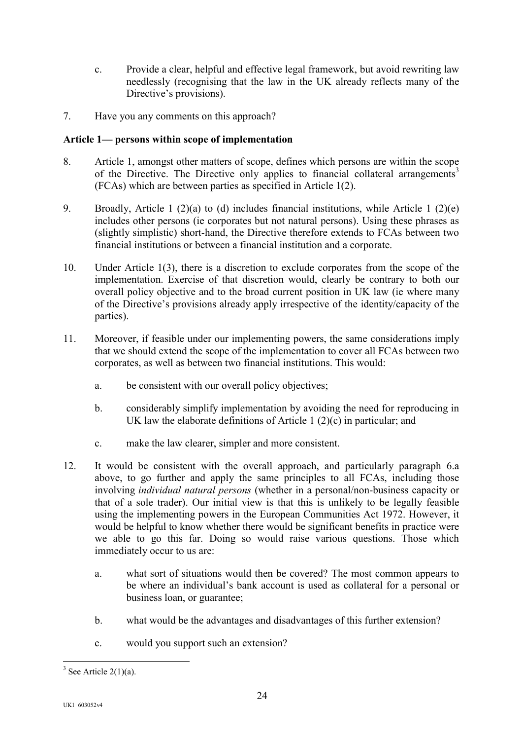c. Provide a clear, helpful and effective legal framework, but avoid rewriting law needlessly (recognising that the law in the UK already reflects many of the Directive's provisions).

7. Have you any comments on this approach?

**Article 1— persons within scope of implementation**

8. Article 1, amongst other matters of scope, defines which persons are within the scope of the Directive. The Directive only applies to financial collateral arrangements[3] (FCAs) which are between parties as specified in Article 1(2).

9. Broadly, Article 1 (2)(a) to (d) includes financial institutions, while Article 1 (2)(e) includes other persons (ie corporates but not natural persons). Using these phrases as (slightly simplistic) short-hand, the Directive therefore extends to FCAs between two financial institutions or between a financial institution and a corporate.

10. Under Article 1(3), there is a discretion to exclude corporates from the scope of the implementation. Exercise of that discretion would, clearly be contrary to both our overall policy objective and to the broad current position in UK law (ie where many of the Directive's provisions already apply irrespective of the identity/capacity of the parties).

11. Moreover, if feasible under our implementing powers, the same considerations imply that we should extend the scope of the implementation to cover all FCAs between two corporates, as well as between two financial institutions. This would:

    a. be consistent with our overall policy objectives;

    b. considerably simplify implementation by avoiding the need for reproducing in UK law the elaborate definitions of Article 1 (2)(c) in particular; and

    c. make the law clearer, simpler and more consistent.

12. It would be consistent with the overall approach, and particularly paragraph 6.a above, to go further and apply the same principles to all FCAs, including those involving *individual natural persons* (whether in a personal/non-business capacity or that of a sole trader). Our initial view is that this is unlikely to be legally feasible using the implementing powers in the European Communities Act 1972. However, it would be helpful to know whether there would be significant benefits in practice were we able to go this far. Doing so would raise various questions. Those which immediately occur to us are:

    a. what sort of situations would then be covered? The most common appears to be where an individual's bank account is used as collateral for a personal or business loan, or guarantee;

    b. what would be the advantages and disadvantages of this further extension?

    c. would you support such an extension?

[3] See Article 2(1)(a).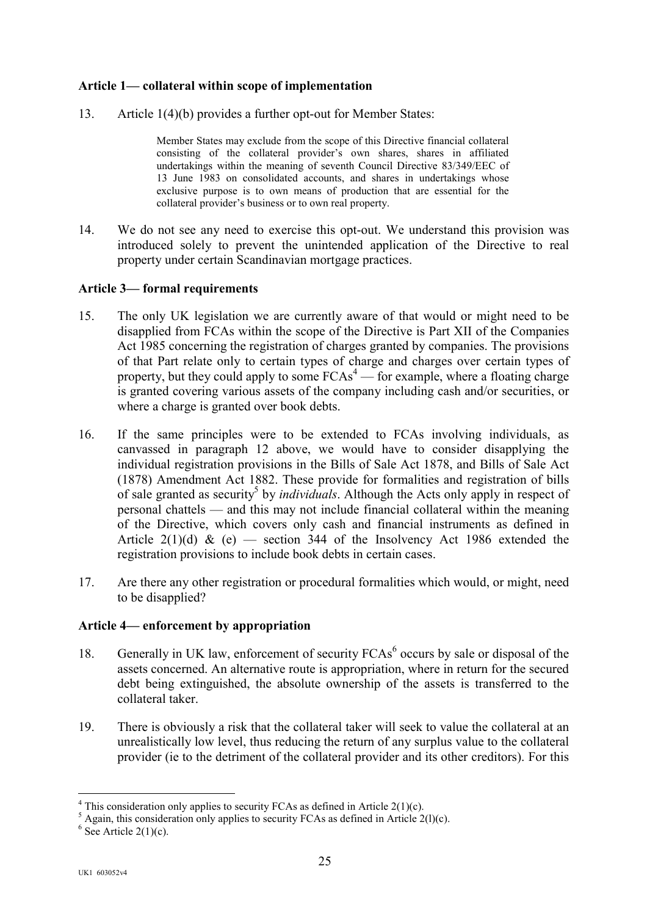**Article 1— collateral within scope of implementation**

13. Article 1(4)(b) provides a further opt-out for Member States:

> Member States may exclude from the scope of this Directive financial collateral consisting of the collateral provider's own shares, shares in affiliated undertakings within the meaning of seventh Council Directive 83/349/EEC of 13 June 1983 on consolidated accounts, and shares in undertakings whose exclusive purpose is to own means of production that are essential for the collateral provider's business or to own real property.

14. We do not see any need to exercise this opt-out. We understand this provision was introduced solely to prevent the unintended application of the Directive to real property under certain Scandinavian mortgage practices.

**Article 3— formal requirements**

15. The only UK legislation we are currently aware of that would or might need to be disapplied from FCAs within the scope of the Directive is Part XII of the Companies Act 1985 concerning the registration of charges granted by companies. The provisions of that Part relate only to certain types of charge and charges over certain types of property, but they could apply to some FCAs[4] — for example, where a floating charge is granted covering various assets of the company including cash and/or securities, or where a charge is granted over book debts.

16. If the same principles were to be extended to FCAs involving individuals, as canvassed in paragraph 12 above, we would have to consider disapplying the individual registration provisions in the Bills of Sale Act 1878, and Bills of Sale Act (1878) Amendment Act 1882. These provide for formalities and registration of bills of sale granted as security[5] by *individuals*. Although the Acts only apply in respect of personal chattels — and this may not include financial collateral within the meaning of the Directive, which covers only cash and financial instruments as defined in Article 2(1)(d) & (e) — section 344 of the Insolvency Act 1986 extended the registration provisions to include book debts in certain cases.

17. Are there any other registration or procedural formalities which would, or might, need to be disapplied?

**Article 4— enforcement by appropriation**

18. Generally in UK law, enforcement of security FCAs[6] occurs by sale or disposal of the assets concerned. An alternative route is appropriation, where in return for the secured debt being extinguished, the absolute ownership of the assets is transferred to the collateral taker.

19. There is obviously a risk that the collateral taker will seek to value the collateral at an unrealistically low level, thus reducing the return of any surplus value to the collateral provider (ie to the detriment of the collateral provider and its other creditors). For this

---

[4] This consideration only applies to security FCAs as defined in Article 2(1)(c).

[5] Again, this consideration only applies to security FCAs as defined in Article 2(l)(c).

[6] See Article 2(1)(c).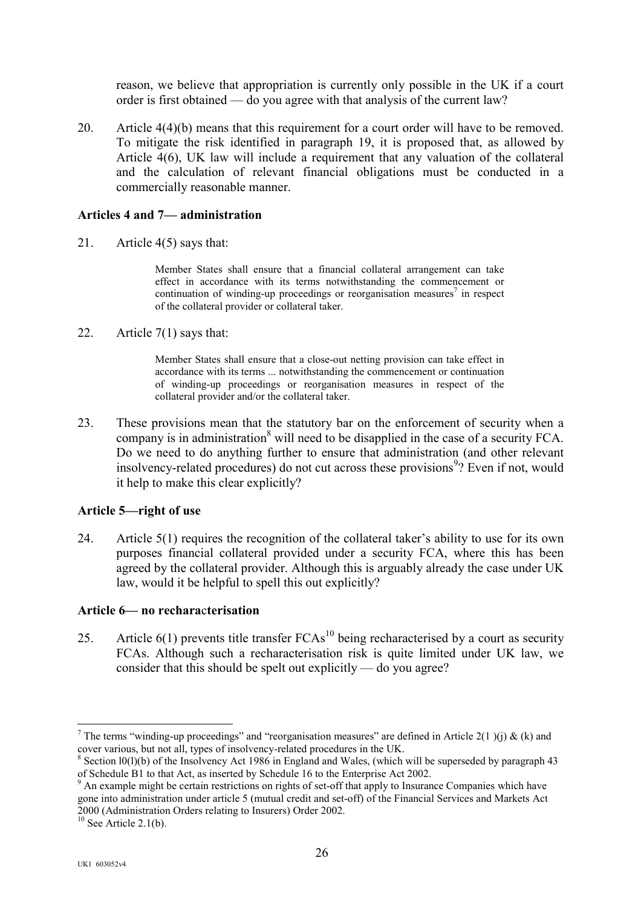reason, we believe that appropriation is currently only possible in the UK if a court order is first obtained — do you agree with that analysis of the current law?

20. Article 4(4)(b) means that this requirement for a court order will have to be removed. To mitigate the risk identified in paragraph 19, it is proposed that, as allowed by Article 4(6), UK law will include a requirement that any valuation of the collateral and the calculation of relevant financial obligations must be conducted in a commercially reasonable manner.

**Articles 4 and 7— administration**

21. Article 4(5) says that:

> Member States shall ensure that a financial collateral arrangement can take effect in accordance with its terms notwithstanding the commencement or continuation of winding-up proceedings or reorganisation measures[7] in respect of the collateral provider or collateral taker.

22. Article 7(1) says that:

> Member States shall ensure that a close-out netting provision can take effect in accordance with its terms ... notwithstanding the commencement or continuation of winding-up proceedings or reorganisation measures in respect of the collateral provider and/or the collateral taker.

23. These provisions mean that the statutory bar on the enforcement of security when a company is in administration[8] will need to be disapplied in the case of a security FCA. Do we need to do anything further to ensure that administration (and other relevant insolvency-related procedures) do not cut across these provisions[9]? Even if not, would it help to make this clear explicitly?

**Article 5—right of use**

24. Article 5(1) requires the recognition of the collateral taker's ability to use for its own purposes financial collateral provided under a security FCA, where this has been agreed by the collateral provider. Although this is arguably already the case under UK law, would it be helpful to spell this out explicitly?

**Article 6— no recharacterisation**

25. Article 6(1) prevents title transfer FCAs[10] being recharacterised by a court as security FCAs. Although such a recharacterisation risk is quite limited under UK law, we consider that this should be spelt out explicitly — do you agree?

---

[7] The terms "winding-up proceedings" and "reorganisation measures" are defined in Article 2(1 )(j) & (k) and cover various, but not all, types of insolvency-related procedures in the UK.

[8] Section l0(l)(b) of the Insolvency Act 1986 in England and Wales, (which will be superseded by paragraph 43 of Schedule B1 to that Act, as inserted by Schedule 16 to the Enterprise Act 2002.

[9] An example might be certain restrictions on rights of set-off that apply to Insurance Companies which have gone into administration under article 5 (mutual credit and set-off) of the Financial Services and Markets Act 2000 (Administration Orders relating to Insurers) Order 2002.

[10] See Article 2.1(b).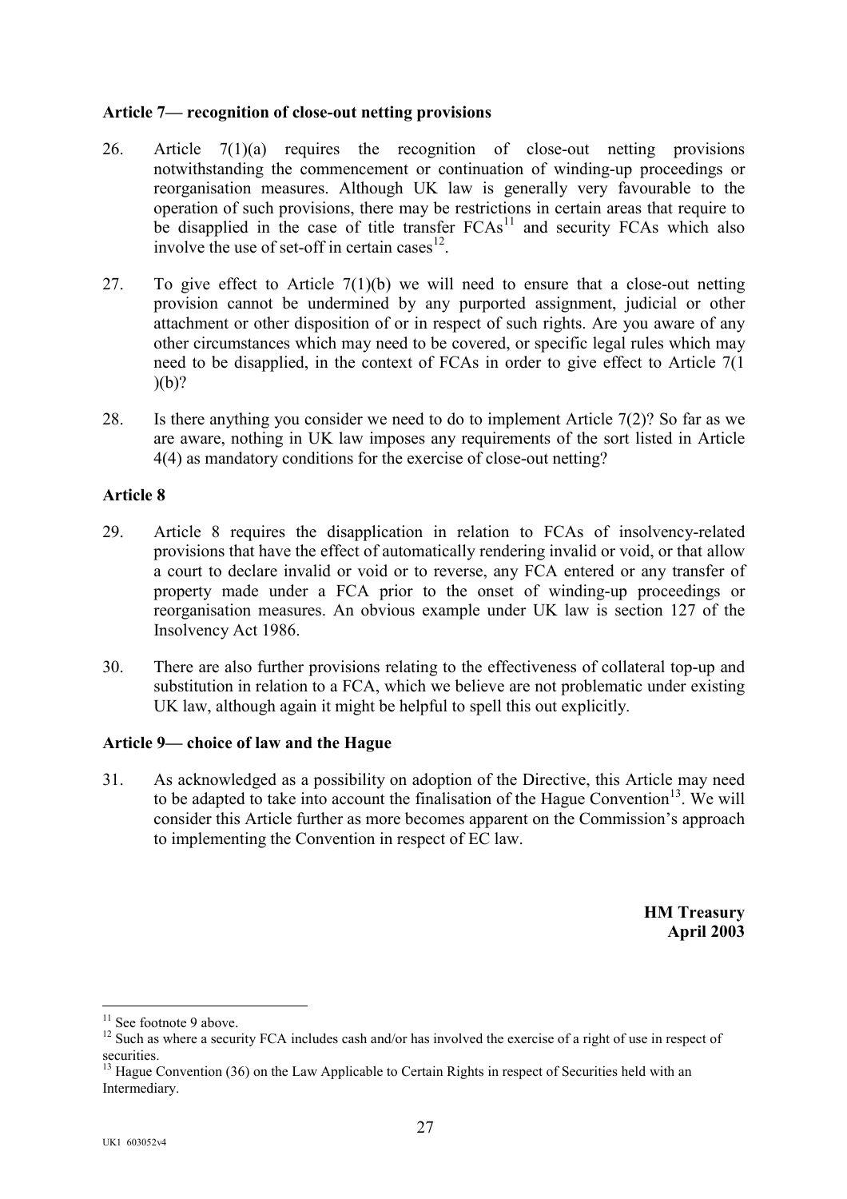**Article 7— recognition of close-out netting provisions**

26. Article 7(1)(a) requires the recognition of close-out netting provisions notwithstanding the commencement or continuation of winding-up proceedings or reorganisation measures. Although UK law is generally very favourable to the operation of such provisions, there may be restrictions in certain areas that require to be disapplied in the case of title transfer FCAs[11] and security FCAs which also involve the use of set-off in certain cases[12].

27. To give effect to Article 7(1)(b) we will need to ensure that a close-out netting provision cannot be undermined by any purported assignment, judicial or other attachment or other disposition of or in respect of such rights. Are you aware of any other circumstances which may need to be covered, or specific legal rules which may need to be disapplied, in the context of FCAs in order to give effect to Article 7(1 )(b)?

28. Is there anything you consider we need to do to implement Article 7(2)? So far as we are aware, nothing in UK law imposes any requirements of the sort listed in Article 4(4) as mandatory conditions for the exercise of close-out netting?

**Article 8**

29. Article 8 requires the disapplication in relation to FCAs of insolvency-related provisions that have the effect of automatically rendering invalid or void, or that allow a court to declare invalid or void or to reverse, any FCA entered or any transfer of property made under a FCA prior to the onset of winding-up proceedings or reorganisation measures. An obvious example under UK law is section 127 of the Insolvency Act 1986.

30. There are also further provisions relating to the effectiveness of collateral top-up and substitution in relation to a FCA, which we believe are not problematic under existing UK law, although again it might be helpful to spell this out explicitly.

**Article 9— choice of law and the Hague**

31. As acknowledged as a possibility on adoption of the Directive, this Article may need to be adapted to take into account the finalisation of the Hague Convention[13]. We will consider this Article further as more becomes apparent on the Commission's approach to implementing the Convention in respect of EC law.

**HM Treasury**
**April 2003**

---

[11] See footnote 9 above.

[12] Such as where a security FCA includes cash and/or has involved the exercise of a right of use in respect of securities.

[13] Hague Convention (36) on the Law Applicable to Certain Rights in respect of Securities held with an Intermediary.

UK1 603052v4